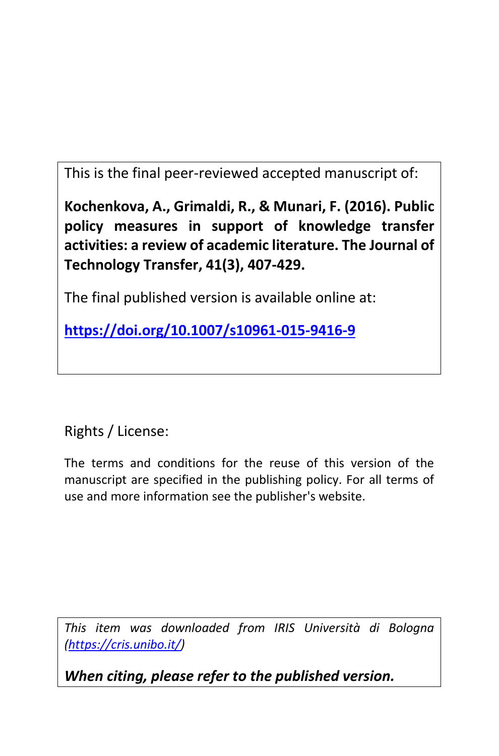This is the final peer-reviewed accepted manuscript of:

**Kochenkova, A., Grimaldi, R., & Munari, F. (2016). Public policy measures in support of knowledge transfer activities: a review of academic literature. The Journal of Technology Transfer, 41(3), 407-429.**

The final published version is available online at:

**[https://doi.org/10.1007/s10961-015-9416-9](https://doi.org/10.1007/s10961-015-9416-9)**

Rights / License:

The terms and conditions for the reuse of this version of the manuscript are specified in the publishing policy. For all terms of use and more information see the publisher's website.

*This item was downloaded from IRIS Università di Bologna ([https://cris.unibo.it/](https://cris.unibo.it/))*

***When citing, please refer to the published version.***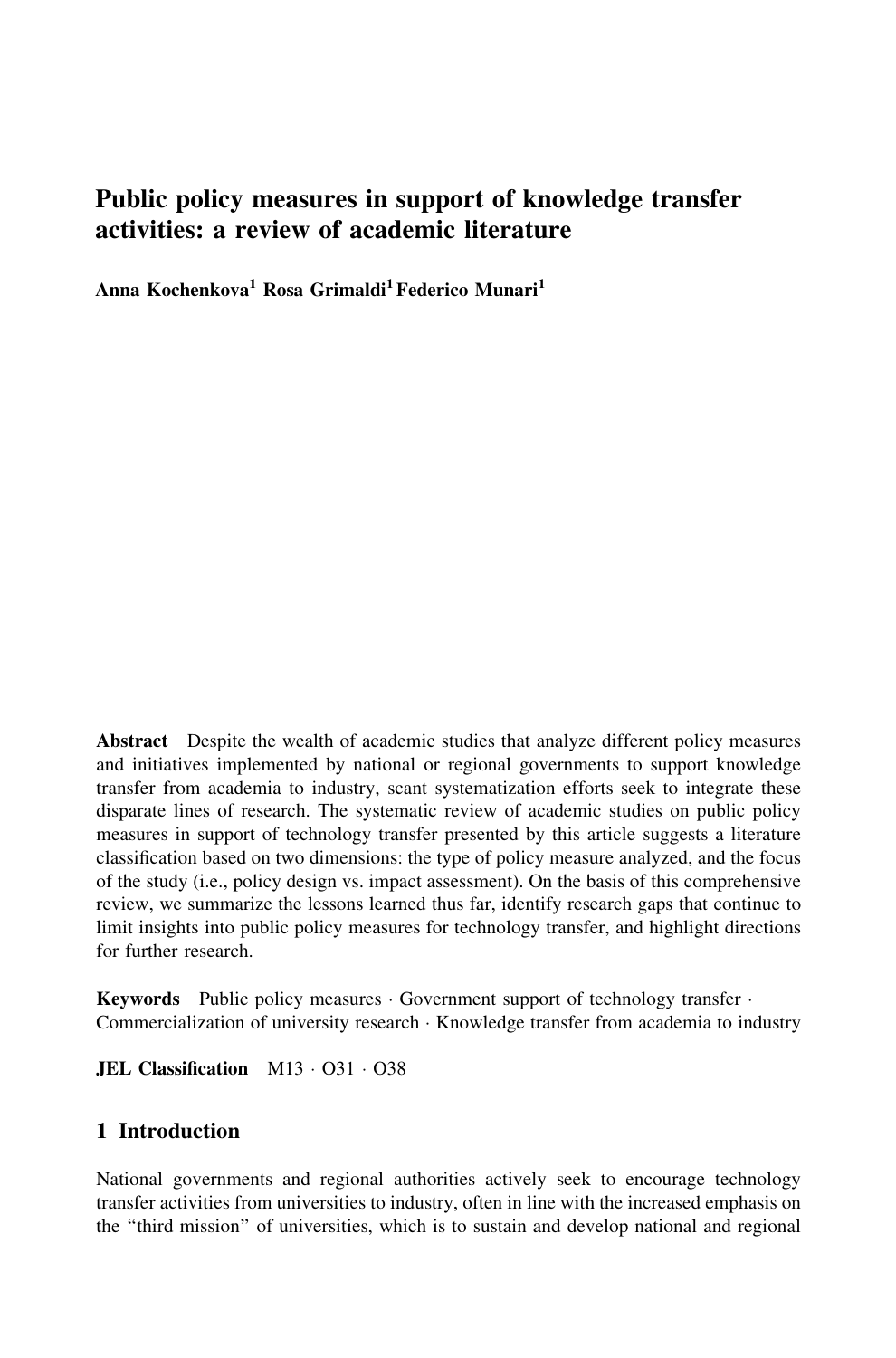# Public policy measures in support of knowledge transfer activities: a review of academic literature

**Anna Kochenkova[1] Rosa Grimaldi[1] Federico Munari[1]**

**Abstract** Despite the wealth of academic studies that analyze different policy measures and initiatives implemented by national or regional governments to support knowledge transfer from academia to industry, scant systematization efforts seek to integrate these disparate lines of research. The systematic review of academic studies on public policy measures in support of technology transfer presented by this article suggests a literature classification based on two dimensions: the type of policy measure analyzed, and the focus of the study (i.e., policy design vs. impact assessment). On the basis of this comprehensive review, we summarize the lessons learned thus far, identify research gaps that continue to limit insights into public policy measures for technology transfer, and highlight directions for further research.

**Keywords** Public policy measures · Government support of technology transfer · Commercialization of university research · Knowledge transfer from academia to industry

**JEL Classification** M13 · O31 · O38

## 1 Introduction

National governments and regional authorities actively seek to encourage technology transfer activities from universities to industry, often in line with the increased emphasis on the "third mission" of universities, which is to sustain and develop national and regional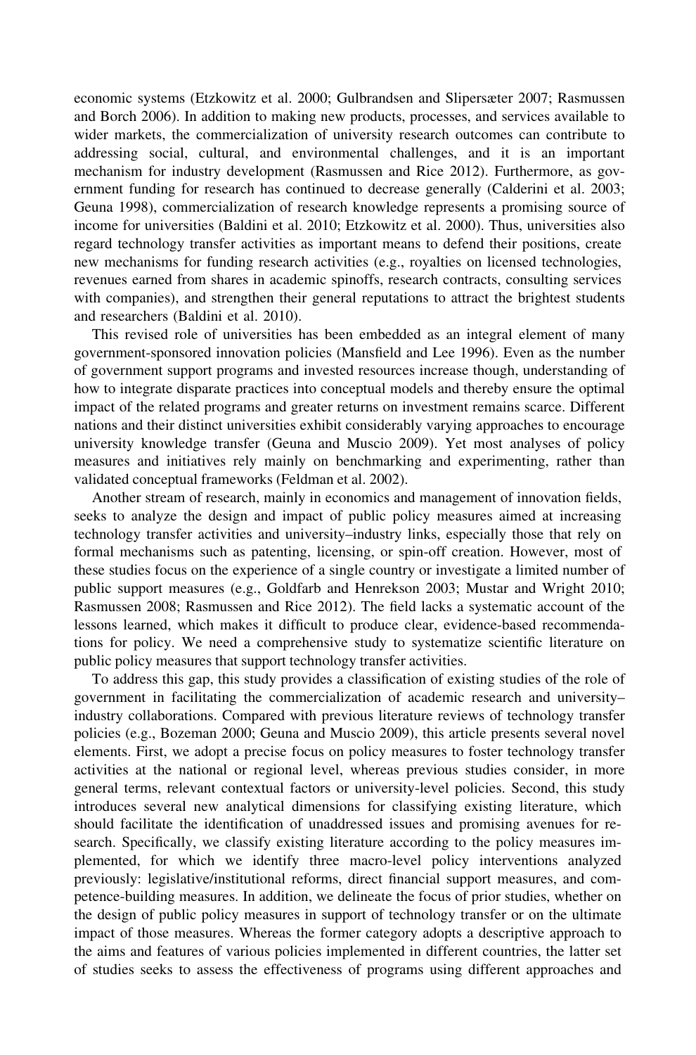economic systems (Etzkowitz et al. 2000; Gulbrandsen and Slipersæter 2007; Rasmussen and Borch 2006). In addition to making new products, processes, and services available to wider markets, the commercialization of university research outcomes can contribute to addressing social, cultural, and environmental challenges, and it is an important mechanism for industry development (Rasmussen and Rice 2012). Furthermore, as government funding for research has continued to decrease generally (Calderini et al. 2003; Geuna 1998), commercialization of research knowledge represents a promising source of income for universities (Baldini et al. 2010; Etzkowitz et al. 2000). Thus, universities also regard technology transfer activities as important means to defend their positions, create new mechanisms for funding research activities (e.g., royalties on licensed technologies, revenues earned from shares in academic spinoffs, research contracts, consulting services with companies), and strengthen their general reputations to attract the brightest students and researchers (Baldini et al. 2010).

This revised role of universities has been embedded as an integral element of many government-sponsored innovation policies (Mansfield and Lee 1996). Even as the number of government support programs and invested resources increase though, understanding of how to integrate disparate practices into conceptual models and thereby ensure the optimal impact of the related programs and greater returns on investment remains scarce. Different nations and their distinct universities exhibit considerably varying approaches to encourage university knowledge transfer (Geuna and Muscio 2009). Yet most analyses of policy measures and initiatives rely mainly on benchmarking and experimenting, rather than validated conceptual frameworks (Feldman et al. 2002).

Another stream of research, mainly in economics and management of innovation fields, seeks to analyze the design and impact of public policy measures aimed at increasing technology transfer activities and university–industry links, especially those that rely on formal mechanisms such as patenting, licensing, or spin-off creation. However, most of these studies focus on the experience of a single country or investigate a limited number of public support measures (e.g., Goldfarb and Henrekson 2003; Mustar and Wright 2010; Rasmussen 2008; Rasmussen and Rice 2012). The field lacks a systematic account of the lessons learned, which makes it difficult to produce clear, evidence-based recommendations for policy. We need a comprehensive study to systematize scientific literature on public policy measures that support technology transfer activities.

To address this gap, this study provides a classification of existing studies of the role of government in facilitating the commercialization of academic research and university–industry collaborations. Compared with previous literature reviews of technology transfer policies (e.g., Bozeman 2000; Geuna and Muscio 2009), this article presents several novel elements. First, we adopt a precise focus on policy measures to foster technology transfer activities at the national or regional level, whereas previous studies consider, in more general terms, relevant contextual factors or university-level policies. Second, this study introduces several new analytical dimensions for classifying existing literature, which should facilitate the identification of unaddressed issues and promising avenues for research. Specifically, we classify existing literature according to the policy measures implemented, for which we identify three macro-level policy interventions analyzed previously: legislative/institutional reforms, direct financial support measures, and competence-building measures. In addition, we delineate the focus of prior studies, whether on the design of public policy measures in support of technology transfer or on the ultimate impact of those measures. Whereas the former category adopts a descriptive approach to the aims and features of various policies implemented in different countries, the latter set of studies seeks to assess the effectiveness of programs using different approaches and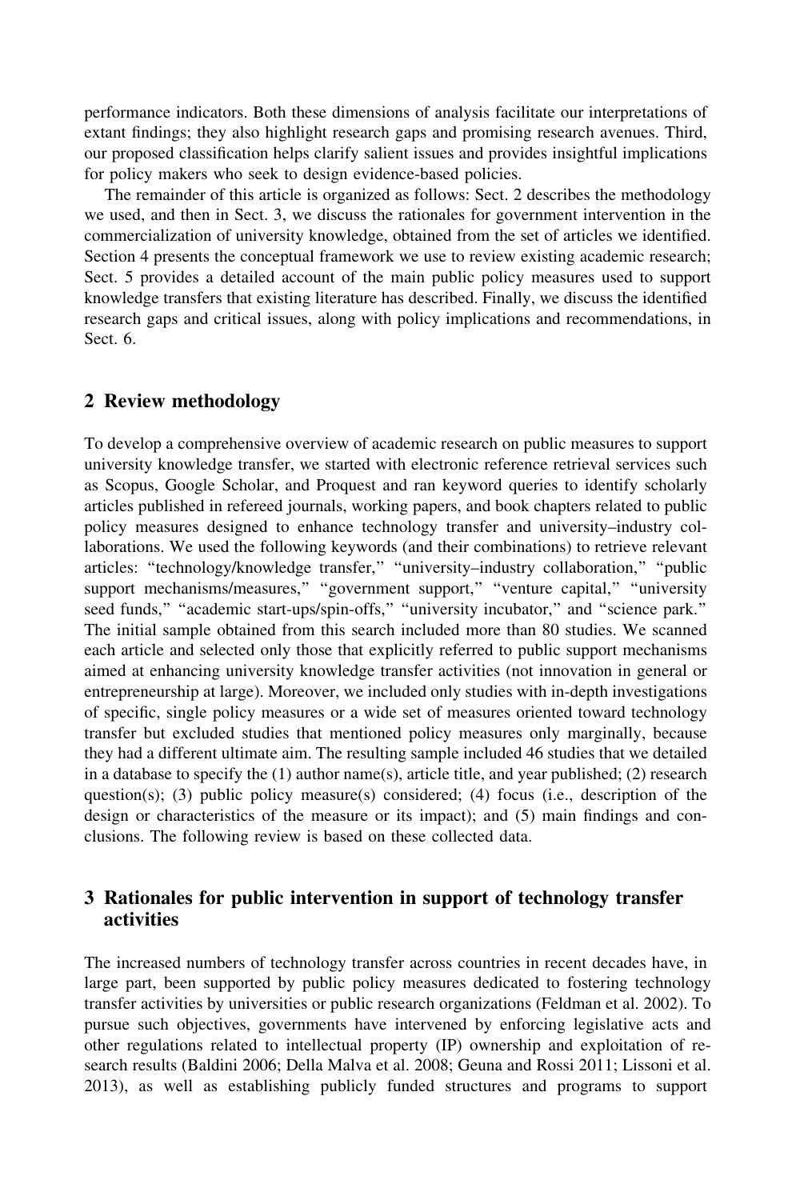performance indicators. Both these dimensions of analysis facilitate our interpretations of extant findings; they also highlight research gaps and promising research avenues. Third, our proposed classification helps clarify salient issues and provides insightful implications for policy makers who seek to design evidence-based policies.

The remainder of this article is organized as follows: Sect. 2 describes the methodology we used, and then in Sect. 3, we discuss the rationales for government intervention in the commercialization of university knowledge, obtained from the set of articles we identified. Section 4 presents the conceptual framework we use to review existing academic research; Sect. 5 provides a detailed account of the main public policy measures used to support knowledge transfers that existing literature has described. Finally, we discuss the identified research gaps and critical issues, along with policy implications and recommendations, in Sect. 6.

## 2 Review methodology

To develop a comprehensive overview of academic research on public measures to support university knowledge transfer, we started with electronic reference retrieval services such as Scopus, Google Scholar, and Proquest and ran keyword queries to identify scholarly articles published in refereed journals, working papers, and book chapters related to public policy measures designed to enhance technology transfer and university–industry collaborations. We used the following keywords (and their combinations) to retrieve relevant articles: "technology/knowledge transfer," "university–industry collaboration," "public support mechanisms/measures," "government support," "venture capital," "university seed funds," "academic start-ups/spin-offs," "university incubator," and "science park." The initial sample obtained from this search included more than 80 studies. We scanned each article and selected only those that explicitly referred to public support mechanisms aimed at enhancing university knowledge transfer activities (not innovation in general or entrepreneurship at large). Moreover, we included only studies with in-depth investigations of specific, single policy measures or a wide set of measures oriented toward technology transfer but excluded studies that mentioned policy measures only marginally, because they had a different ultimate aim. The resulting sample included 46 studies that we detailed in a database to specify the (1) author name(s), article title, and year published; (2) research question(s); (3) public policy measure(s) considered; (4) focus (i.e., description of the design or characteristics of the measure or its impact); and (5) main findings and conclusions. The following review is based on these collected data.

## 3 Rationales for public intervention in support of technology transfer activities

The increased numbers of technology transfer across countries in recent decades have, in large part, been supported by public policy measures dedicated to fostering technology transfer activities by universities or public research organizations (Feldman et al. 2002). To pursue such objectives, governments have intervened by enforcing legislative acts and other regulations related to intellectual property (IP) ownership and exploitation of research results (Baldini 2006; Della Malva et al. 2008; Geuna and Rossi 2011; Lissoni et al. 2013), as well as establishing publicly funded structures and programs to support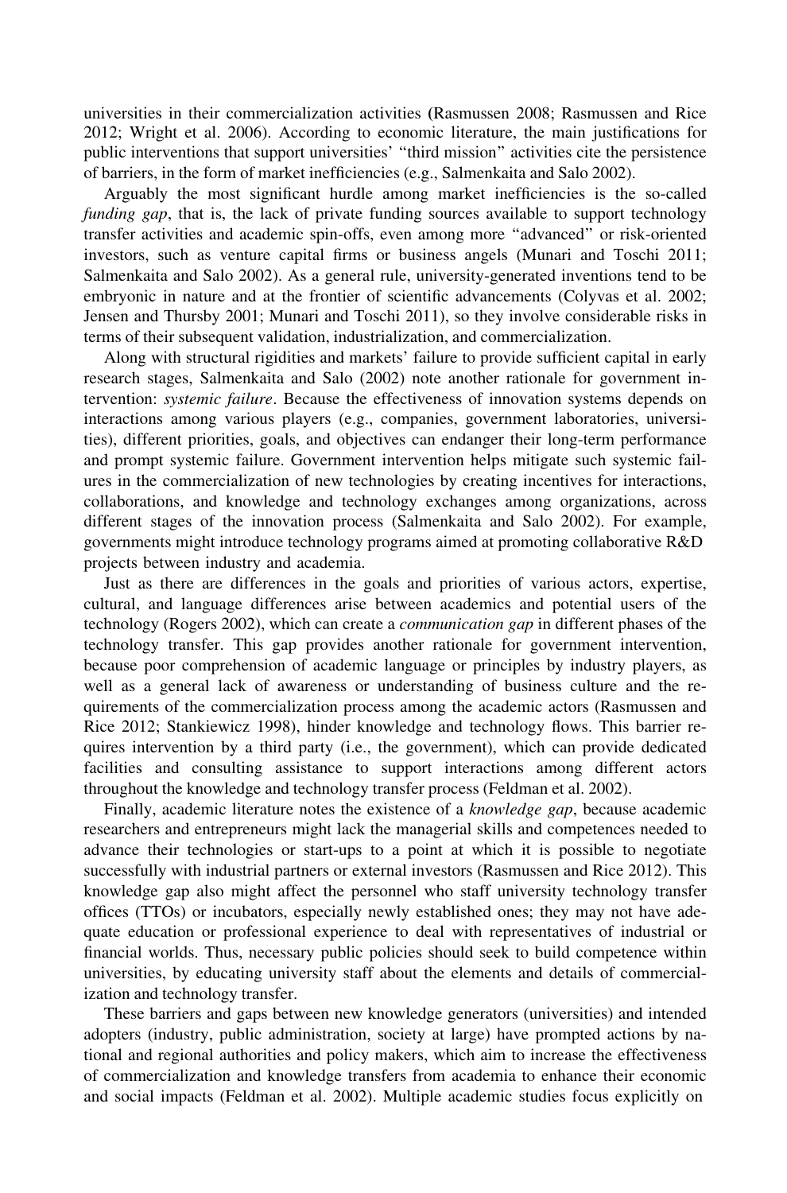universities in their commercialization activities (Rasmussen 2008; Rasmussen and Rice 2012; Wright et al. 2006). According to economic literature, the main justifications for public interventions that support universities' "third mission" activities cite the persistence of barriers, in the form of market inefficiencies (e.g., Salmenkaita and Salo 2002).

Arguably the most significant hurdle among market inefficiencies is the so-called *funding gap*, that is, the lack of private funding sources available to support technology transfer activities and academic spin-offs, even among more "advanced" or risk-oriented investors, such as venture capital firms or business angels (Munari and Toschi 2011; Salmenkaita and Salo 2002). As a general rule, university-generated inventions tend to be embryonic in nature and at the frontier of scientific advancements (Colyvas et al. 2002; Jensen and Thursby 2001; Munari and Toschi 2011), so they involve considerable risks in terms of their subsequent validation, industrialization, and commercialization.

Along with structural rigidities and markets' failure to provide sufficient capital in early research stages, Salmenkaita and Salo (2002) note another rationale for government intervention: *systemic failure*. Because the effectiveness of innovation systems depends on interactions among various players (e.g., companies, government laboratories, universities), different priorities, goals, and objectives can endanger their long-term performance and prompt systemic failure. Government intervention helps mitigate such systemic failures in the commercialization of new technologies by creating incentives for interactions, collaborations, and knowledge and technology exchanges among organizations, across different stages of the innovation process (Salmenkaita and Salo 2002). For example, governments might introduce technology programs aimed at promoting collaborative R&D projects between industry and academia.

Just as there are differences in the goals and priorities of various actors, expertise, cultural, and language differences arise between academics and potential users of the technology (Rogers 2002), which can create a *communication gap* in different phases of the technology transfer. This gap provides another rationale for government intervention, because poor comprehension of academic language or principles by industry players, as well as a general lack of awareness or understanding of business culture and the requirements of the commercialization process among the academic actors (Rasmussen and Rice 2012; Stankiewicz 1998), hinder knowledge and technology flows. This barrier requires intervention by a third party (i.e., the government), which can provide dedicated facilities and consulting assistance to support interactions among different actors throughout the knowledge and technology transfer process (Feldman et al. 2002).

Finally, academic literature notes the existence of a *knowledge gap*, because academic researchers and entrepreneurs might lack the managerial skills and competences needed to advance their technologies or start-ups to a point at which it is possible to negotiate successfully with industrial partners or external investors (Rasmussen and Rice 2012). This knowledge gap also might affect the personnel who staff university technology transfer offices (TTOs) or incubators, especially newly established ones; they may not have adequate education or professional experience to deal with representatives of industrial or financial worlds. Thus, necessary public policies should seek to build competence within universities, by educating university staff about the elements and details of commercialization and technology transfer.

These barriers and gaps between new knowledge generators (universities) and intended adopters (industry, public administration, society at large) have prompted actions by national and regional authorities and policy makers, which aim to increase the effectiveness of commercialization and knowledge transfers from academia to enhance their economic and social impacts (Feldman et al. 2002). Multiple academic studies focus explicitly on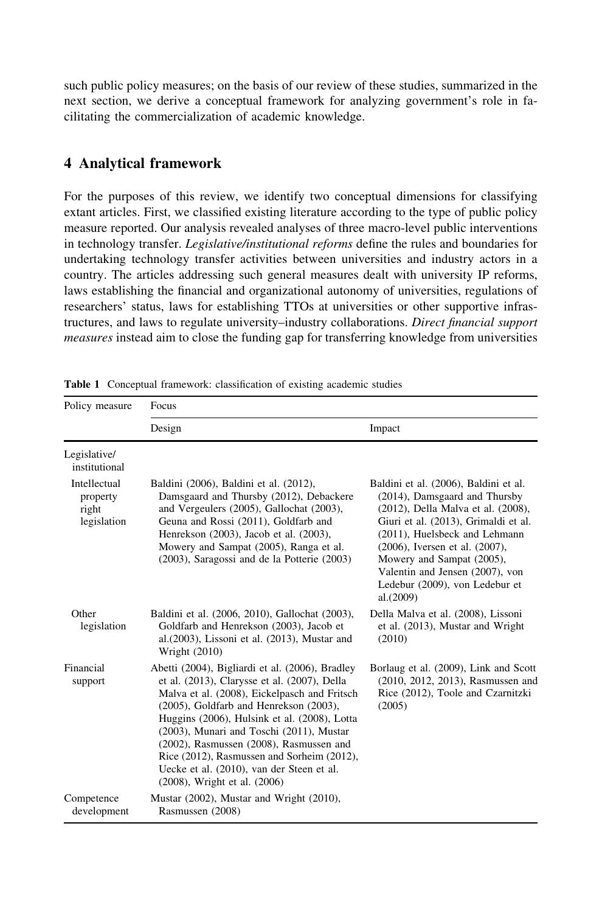such public policy measures; on the basis of our review of these studies, summarized in the next section, we derive a conceptual framework for analyzing government's role in facilitating the commercialization of academic knowledge.

## 4 Analytical framework

For the purposes of this review, we identify two conceptual dimensions for classifying extant articles. First, we classified existing literature according to the type of public policy measure reported. Our analysis revealed analyses of three macro-level public interventions in technology transfer. *Legislative/institutional reforms* define the rules and boundaries for undertaking technology transfer activities between universities and industry actors in a country. The articles addressing such general measures dealt with university IP reforms, laws establishing the financial and organizational autonomy of universities, regulations of researchers' status, laws for establishing TTOs at universities or other supportive infrastructures, and laws to regulate university–industry collaborations. *Direct financial support measures* instead aim to close the funding gap for transferring knowledge from universities

**Table 1** Conceptual framework: classification of existing academic studies

| Policy measure | Focus | |
|---|---|---|
| | Design | Impact |
| Legislative/ institutional | | |
| Intellectual property right legislation | Baldini (2006), Baldini et al. (2012), Damsgaard and Thursby (2012), Debackere and Vergeulers (2005), Gallochat (2003), Geuna and Rossi (2011), Goldfarb and Henrekson (2003), Jacob et al. (2003), Mowery and Sampat (2005), Ranga et al. (2003), Saragossi and de la Potterie (2003) | Baldini et al. (2006), Baldini et al. (2014), Damsgaard and Thursby (2012), Della Malva et al. (2008), Giuri et al. (2013), Grimaldi et al. (2011), Huelsbeck and Lehmann (2006), Iversen et al. (2007), Mowery and Sampat (2005), Valentin and Jensen (2007), von Ledebur (2009), von Ledebur et al.(2009) |
| Other legislation | Baldini et al. (2006, 2010), Gallochat (2003), Goldfarb and Henrekson (2003), Jacob et al.(2003), Lissoni et al. (2013), Mustar and Wright (2010) | Della Malva et al. (2008), Lissoni et al. (2013), Mustar and Wright (2010) |
| Financial support | Abetti (2004), Bigliardi et al. (2006), Bradley et al. (2013), Clarysse et al. (2007), Della Malva et al. (2008), Eickelpasch and Fritsch (2005), Goldfarb and Henrekson (2003), Huggins (2006), Hulsink et al. (2008), Lotta (2003), Munari and Toschi (2011), Mustar (2002), Rasmussen (2008), Rasmussen and Rice (2012), Rasmussen and Sorheim (2012), Uecke et al. (2010), van der Steen et al. (2008), Wright et al. (2006) | Borlaug et al. (2009), Link and Scott (2010, 2012, 2013), Rasmussen and Rice (2012), Toole and Czarnitzki (2005) |
| Competence development | Mustar (2002), Mustar and Wright (2010), Rasmussen (2008) | |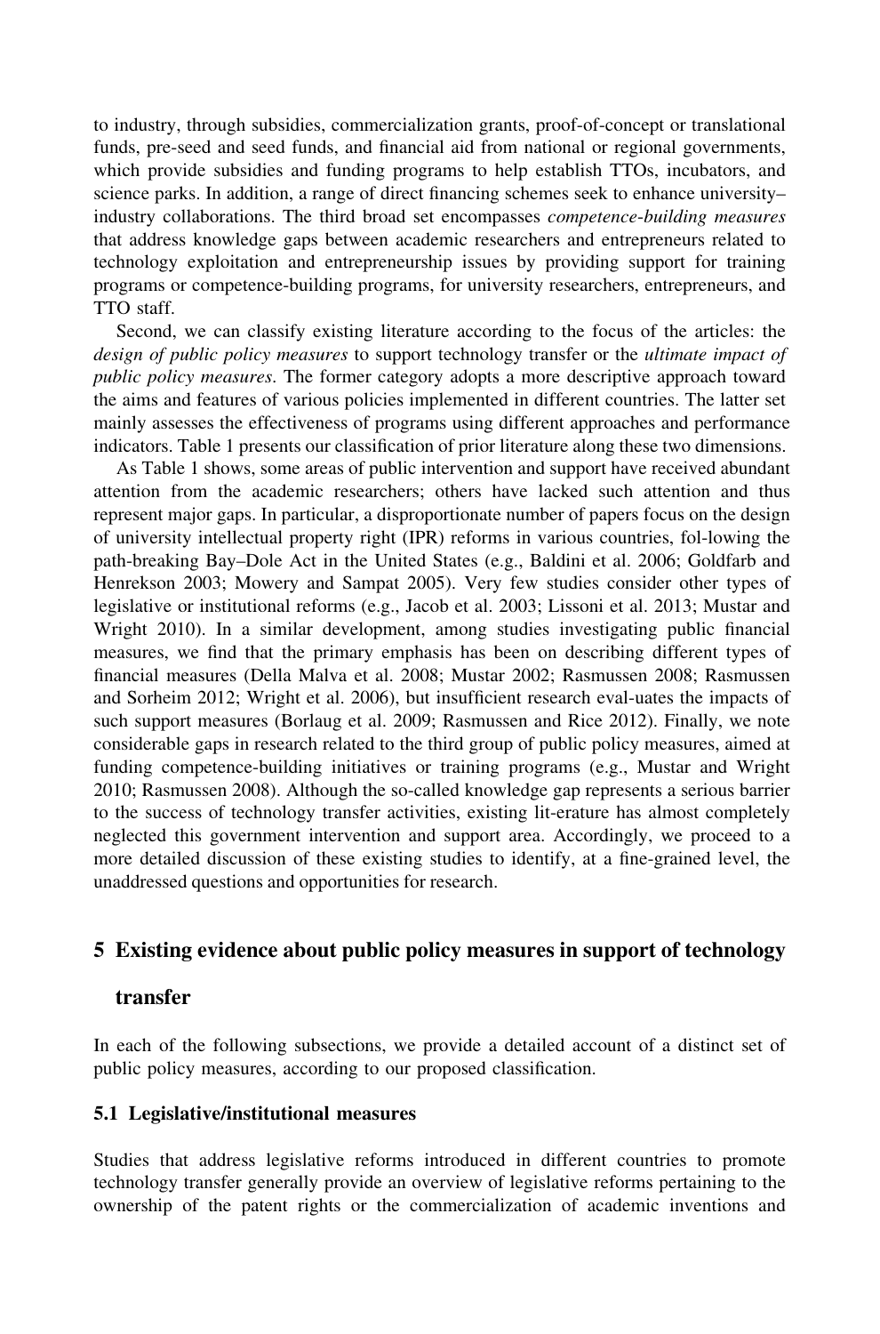to industry, through subsidies, commercialization grants, proof-of-concept or translational funds, pre-seed and seed funds, and financial aid from national or regional governments, which provide subsidies and funding programs to help establish TTOs, incubators, and science parks. In addition, a range of direct financing schemes seek to enhance university–industry collaborations. The third broad set encompasses *competence-building measures* that address knowledge gaps between academic researchers and entrepreneurs related to technology exploitation and entrepreneurship issues by providing support for training programs or competence-building programs, for university researchers, entrepreneurs, and TTO staff.

Second, we can classify existing literature according to the focus of the articles: the *design of public policy measures* to support technology transfer or the *ultimate impact of public policy measures*. The former category adopts a more descriptive approach toward the aims and features of various policies implemented in different countries. The latter set mainly assesses the effectiveness of programs using different approaches and performance indicators. Table 1 presents our classification of prior literature along these two dimensions.

As Table 1 shows, some areas of public intervention and support have received abundant attention from the academic researchers; others have lacked such attention and thus represent major gaps. In particular, a disproportionate number of papers focus on the design of university intellectual property right (IPR) reforms in various countries, fol-lowing the path-breaking Bay–Dole Act in the United States (e.g., Baldini et al. 2006; Goldfarb and Henrekson 2003; Mowery and Sampat 2005). Very few studies consider other types of legislative or institutional reforms (e.g., Jacob et al. 2003; Lissoni et al. 2013; Mustar and Wright 2010). In a similar development, among studies investigating public financial measures, we find that the primary emphasis has been on describing different types of financial measures (Della Malva et al. 2008; Mustar 2002; Rasmussen 2008; Rasmussen and Sorheim 2012; Wright et al. 2006), but insufficient research eval-uates the impacts of such support measures (Borlaug et al. 2009; Rasmussen and Rice 2012). Finally, we note considerable gaps in research related to the third group of public policy measures, aimed at funding competence-building initiatives or training programs (e.g., Mustar and Wright 2010; Rasmussen 2008). Although the so-called knowledge gap represents a serious barrier to the success of technology transfer activities, existing lit-erature has almost completely neglected this government intervention and support area. Accordingly, we proceed to a more detailed discussion of these existing studies to identify, at a fine-grained level, the unaddressed questions and opportunities for research.

## 5 Existing evidence about public policy measures in support of technology transfer

In each of the following subsections, we provide a detailed account of a distinct set of public policy measures, according to our proposed classification.

### 5.1 Legislative/institutional measures

Studies that address legislative reforms introduced in different countries to promote technology transfer generally provide an overview of legislative reforms pertaining to the ownership of the patent rights or the commercialization of academic inventions and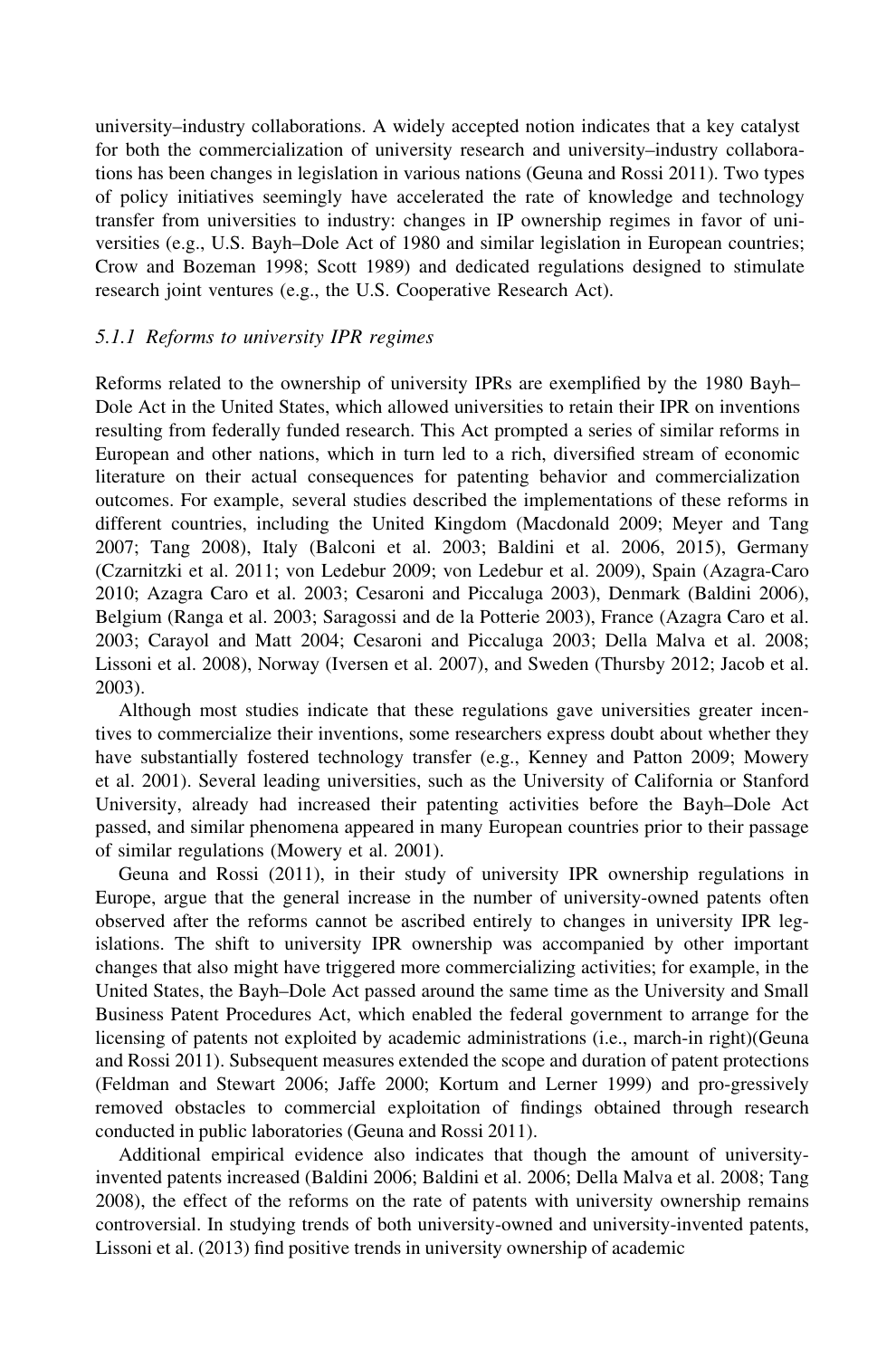university–industry collaborations. A widely accepted notion indicates that a key catalyst for both the commercialization of university research and university–industry collaborations has been changes in legislation in various nations (Geuna and Rossi 2011). Two types of policy initiatives seemingly have accelerated the rate of knowledge and technology transfer from universities to industry: changes in IP ownership regimes in favor of universities (e.g., U.S. Bayh–Dole Act of 1980 and similar legislation in European countries; Crow and Bozeman 1998; Scott 1989) and dedicated regulations designed to stimulate research joint ventures (e.g., the U.S. Cooperative Research Act).

### *5.1.1 Reforms to university IPR regimes*

Reforms related to the ownership of university IPRs are exemplified by the 1980 Bayh–Dole Act in the United States, which allowed universities to retain their IPR on inventions resulting from federally funded research. This Act prompted a series of similar reforms in European and other nations, which in turn led to a rich, diversified stream of economic literature on their actual consequences for patenting behavior and commercialization outcomes. For example, several studies described the implementations of these reforms in different countries, including the United Kingdom (Macdonald 2009; Meyer and Tang 2007; Tang 2008), Italy (Balconi et al. 2003; Baldini et al. 2006, 2015), Germany (Czarnitzki et al. 2011; von Ledebur 2009; von Ledebur et al. 2009), Spain (Azagra-Caro 2010; Azagra Caro et al. 2003; Cesaroni and Piccaluga 2003), Denmark (Baldini 2006), Belgium (Ranga et al. 2003; Saragossi and de la Potterie 2003), France (Azagra Caro et al. 2003; Carayol and Matt 2004; Cesaroni and Piccaluga 2003; Della Malva et al. 2008; Lissoni et al. 2008), Norway (Iversen et al. 2007), and Sweden (Thursby 2012; Jacob et al. 2003).

Although most studies indicate that these regulations gave universities greater incentives to commercialize their inventions, some researchers express doubt about whether they have substantially fostered technology transfer (e.g., Kenney and Patton 2009; Mowery et al. 2001). Several leading universities, such as the University of California or Stanford University, already had increased their patenting activities before the Bayh–Dole Act passed, and similar phenomena appeared in many European countries prior to their passage of similar regulations (Mowery et al. 2001).

Geuna and Rossi (2011), in their study of university IPR ownership regulations in Europe, argue that the general increase in the number of university-owned patents often observed after the reforms cannot be ascribed entirely to changes in university IPR legislations. The shift to university IPR ownership was accompanied by other important changes that also might have triggered more commercializing activities; for example, in the United States, the Bayh–Dole Act passed around the same time as the University and Small Business Patent Procedures Act, which enabled the federal government to arrange for the licensing of patents not exploited by academic administrations (i.e., march-in right)(Geuna and Rossi 2011). Subsequent measures extended the scope and duration of patent protections (Feldman and Stewart 2006; Jaffe 2000; Kortum and Lerner 1999) and pro-gressively removed obstacles to commercial exploitation of findings obtained through research conducted in public laboratories (Geuna and Rossi 2011).

Additional empirical evidence also indicates that though the amount of university-invented patents increased (Baldini 2006; Baldini et al. 2006; Della Malva et al. 2008; Tang 2008), the effect of the reforms on the rate of patents with university ownership remains controversial. In studying trends of both university-owned and university-invented patents, Lissoni et al. (2013) find positive trends in university ownership of academic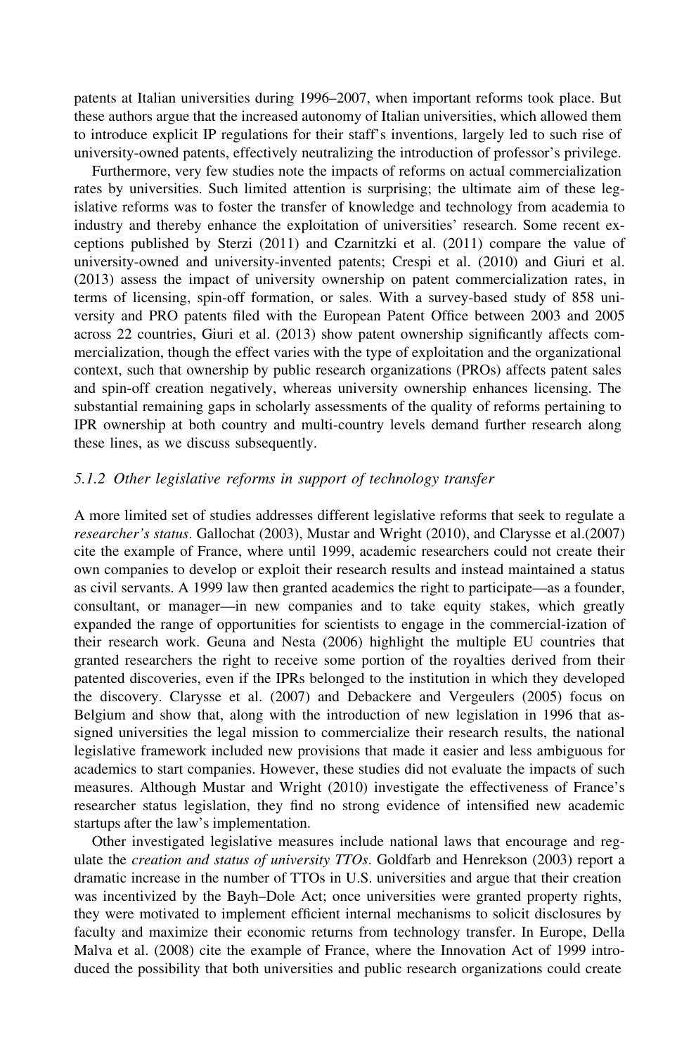patents at Italian universities during 1996–2007, when important reforms took place. But these authors argue that the increased autonomy of Italian universities, which allowed them to introduce explicit IP regulations for their staff's inventions, largely led to such rise of university-owned patents, effectively neutralizing the introduction of professor's privilege.

Furthermore, very few studies note the impacts of reforms on actual commercialization rates by universities. Such limited attention is surprising; the ultimate aim of these legislative reforms was to foster the transfer of knowledge and technology from academia to industry and thereby enhance the exploitation of universities' research. Some recent exceptions published by Sterzi (2011) and Czarnitzki et al. (2011) compare the value of university-owned and university-invented patents; Crespi et al. (2010) and Giuri et al. (2013) assess the impact of university ownership on patent commercialization rates, in terms of licensing, spin-off formation, or sales. With a survey-based study of 858 university and PRO patents filed with the European Patent Office between 2003 and 2005 across 22 countries, Giuri et al. (2013) show patent ownership significantly affects commercialization, though the effect varies with the type of exploitation and the organizational context, such that ownership by public research organizations (PROs) affects patent sales and spin-off creation negatively, whereas university ownership enhances licensing. The substantial remaining gaps in scholarly assessments of the quality of reforms pertaining to IPR ownership at both country and multi-country levels demand further research along these lines, as we discuss subsequently.

### *5.1.2 Other legislative reforms in support of technology transfer*

A more limited set of studies addresses different legislative reforms that seek to regulate a *researcher's status*. Gallochat (2003), Mustar and Wright (2010), and Clarysse et al.(2007) cite the example of France, where until 1999, academic researchers could not create their own companies to develop or exploit their research results and instead maintained a status as civil servants. A 1999 law then granted academics the right to participate—as a founder, consultant, or manager—in new companies and to take equity stakes, which greatly expanded the range of opportunities for scientists to engage in the commercial-ization of their research work. Geuna and Nesta (2006) highlight the multiple EU countries that granted researchers the right to receive some portion of the royalties derived from their patented discoveries, even if the IPRs belonged to the institution in which they developed the discovery. Clarysse et al. (2007) and Debackere and Vergeulers (2005) focus on Belgium and show that, along with the introduction of new legislation in 1996 that assigned universities the legal mission to commercialize their research results, the national legislative framework included new provisions that made it easier and less ambiguous for academics to start companies. However, these studies did not evaluate the impacts of such measures. Although Mustar and Wright (2010) investigate the effectiveness of France's researcher status legislation, they find no strong evidence of intensified new academic startups after the law's implementation.

Other investigated legislative measures include national laws that encourage and regulate the *creation and status of university TTOs*. Goldfarb and Henrekson (2003) report a dramatic increase in the number of TTOs in U.S. universities and argue that their creation was incentivized by the Bayh–Dole Act; once universities were granted property rights, they were motivated to implement efficient internal mechanisms to solicit disclosures by faculty and maximize their economic returns from technology transfer. In Europe, Della Malva et al. (2008) cite the example of France, where the Innovation Act of 1999 introduced the possibility that both universities and public research organizations could create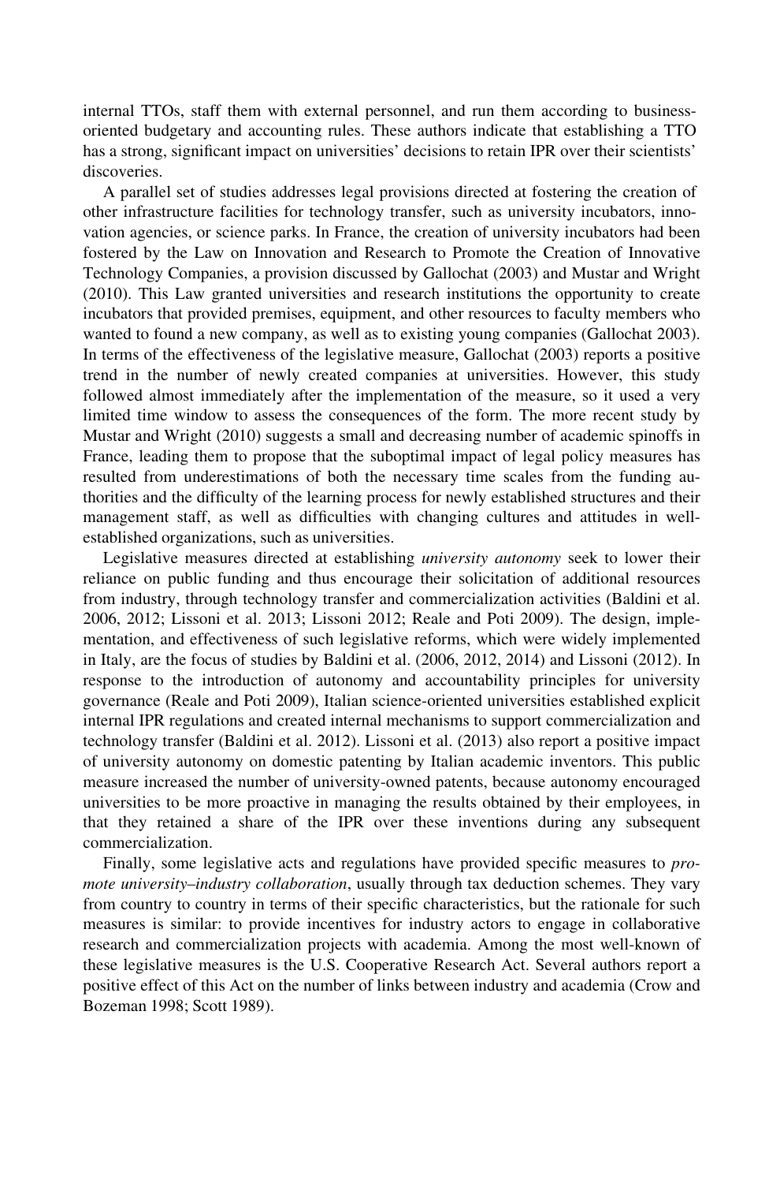internal TTOs, staff them with external personnel, and run them according to business-oriented budgetary and accounting rules. These authors indicate that establishing a TTO has a strong, significant impact on universities' decisions to retain IPR over their scientists' discoveries.

A parallel set of studies addresses legal provisions directed at fostering the creation of other infrastructure facilities for technology transfer, such as university incubators, innovation agencies, or science parks. In France, the creation of university incubators had been fostered by the Law on Innovation and Research to Promote the Creation of Innovative Technology Companies, a provision discussed by Gallochat (2003) and Mustar and Wright (2010). This Law granted universities and research institutions the opportunity to create incubators that provided premises, equipment, and other resources to faculty members who wanted to found a new company, as well as to existing young companies (Gallochat 2003). In terms of the effectiveness of the legislative measure, Gallochat (2003) reports a positive trend in the number of newly created companies at universities. However, this study followed almost immediately after the implementation of the measure, so it used a very limited time window to assess the consequences of the form. The more recent study by Mustar and Wright (2010) suggests a small and decreasing number of academic spinoffs in France, leading them to propose that the suboptimal impact of legal policy measures has resulted from underestimations of both the necessary time scales from the funding authorities and the difficulty of the learning process for newly established structures and their management staff, as well as difficulties with changing cultures and attitudes in well-established organizations, such as universities.

Legislative measures directed at establishing *university autonomy* seek to lower their reliance on public funding and thus encourage their solicitation of additional resources from industry, through technology transfer and commercialization activities (Baldini et al. 2006, 2012; Lissoni et al. 2013; Lissoni 2012; Reale and Poti 2009). The design, implementation, and effectiveness of such legislative reforms, which were widely implemented in Italy, are the focus of studies by Baldini et al. (2006, 2012, 2014) and Lissoni (2012). In response to the introduction of autonomy and accountability principles for university governance (Reale and Poti 2009), Italian science-oriented universities established explicit internal IPR regulations and created internal mechanisms to support commercialization and technology transfer (Baldini et al. 2012). Lissoni et al. (2013) also report a positive impact of university autonomy on domestic patenting by Italian academic inventors. This public measure increased the number of university-owned patents, because autonomy encouraged universities to be more proactive in managing the results obtained by their employees, in that they retained a share of the IPR over these inventions during any subsequent commercialization.

Finally, some legislative acts and regulations have provided specific measures to *promote university–industry collaboration*, usually through tax deduction schemes. They vary from country to country in terms of their specific characteristics, but the rationale for such measures is similar: to provide incentives for industry actors to engage in collaborative research and commercialization projects with academia. Among the most well-known of these legislative measures is the U.S. Cooperative Research Act. Several authors report a positive effect of this Act on the number of links between industry and academia (Crow and Bozeman 1998; Scott 1989).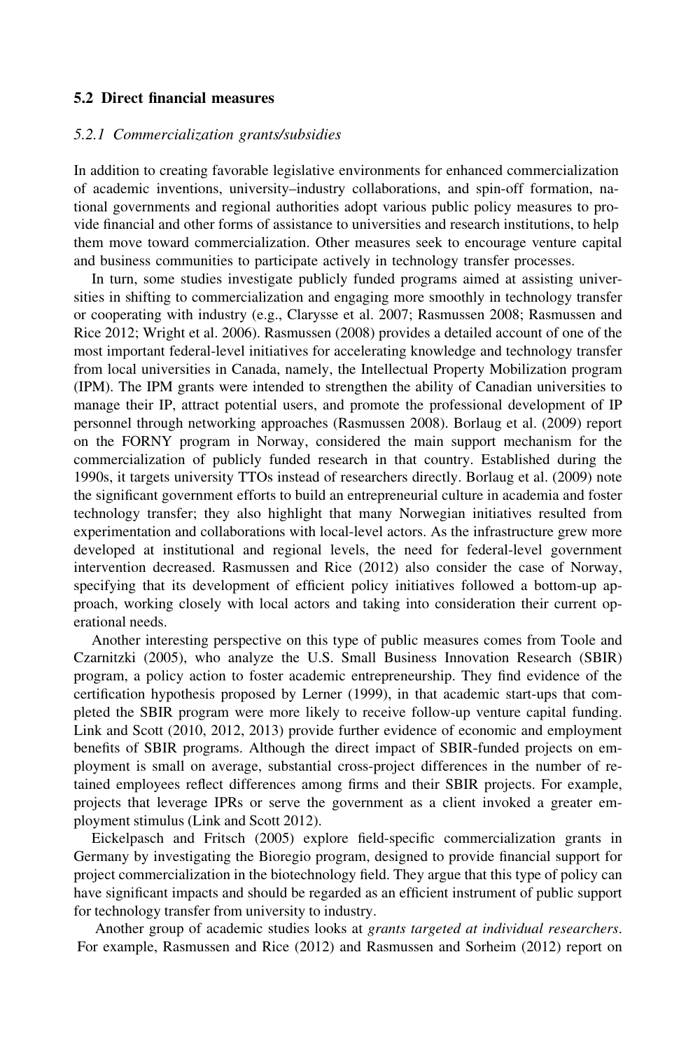### 5.2 Direct financial measures

#### 5.2.1 Commercialization grants/subsidies

In addition to creating favorable legislative environments for enhanced commercialization of academic inventions, university–industry collaborations, and spin-off formation, national governments and regional authorities adopt various public policy measures to provide financial and other forms of assistance to universities and research institutions, to help them move toward commercialization. Other measures seek to encourage venture capital and business communities to participate actively in technology transfer processes.

In turn, some studies investigate publicly funded programs aimed at assisting universities in shifting to commercialization and engaging more smoothly in technology transfer or cooperating with industry (e.g., Clarysse et al. 2007; Rasmussen 2008; Rasmussen and Rice 2012; Wright et al. 2006). Rasmussen (2008) provides a detailed account of one of the most important federal-level initiatives for accelerating knowledge and technology transfer from local universities in Canada, namely, the Intellectual Property Mobilization program (IPM). The IPM grants were intended to strengthen the ability of Canadian universities to manage their IP, attract potential users, and promote the professional development of IP personnel through networking approaches (Rasmussen 2008). Borlaug et al. (2009) report on the FORNY program in Norway, considered the main support mechanism for the commercialization of publicly funded research in that country. Established during the 1990s, it targets university TTOs instead of researchers directly. Borlaug et al. (2009) note the significant government efforts to build an entrepreneurial culture in academia and foster technology transfer; they also highlight that many Norwegian initiatives resulted from experimentation and collaborations with local-level actors. As the infrastructure grew more developed at institutional and regional levels, the need for federal-level government intervention decreased. Rasmussen and Rice (2012) also consider the case of Norway, specifying that its development of efficient policy initiatives followed a bottom-up approach, working closely with local actors and taking into consideration their current operational needs.

Another interesting perspective on this type of public measures comes from Toole and Czarnitzki (2005), who analyze the U.S. Small Business Innovation Research (SBIR) program, a policy action to foster academic entrepreneurship. They find evidence of the certification hypothesis proposed by Lerner (1999), in that academic start-ups that completed the SBIR program were more likely to receive follow-up venture capital funding. Link and Scott (2010, 2012, 2013) provide further evidence of economic and employment benefits of SBIR programs. Although the direct impact of SBIR-funded projects on employment is small on average, substantial cross-project differences in the number of retained employees reflect differences among firms and their SBIR projects. For example, projects that leverage IPRs or serve the government as a client invoked a greater employment stimulus (Link and Scott 2012).

Eickelpasch and Fritsch (2005) explore field-specific commercialization grants in Germany by investigating the Bioregio program, designed to provide financial support for project commercialization in the biotechnology field. They argue that this type of policy can have significant impacts and should be regarded as an efficient instrument of public support for technology transfer from university to industry.

Another group of academic studies looks at *grants targeted at individual researchers*. For example, Rasmussen and Rice (2012) and Rasmussen and Sorheim (2012) report on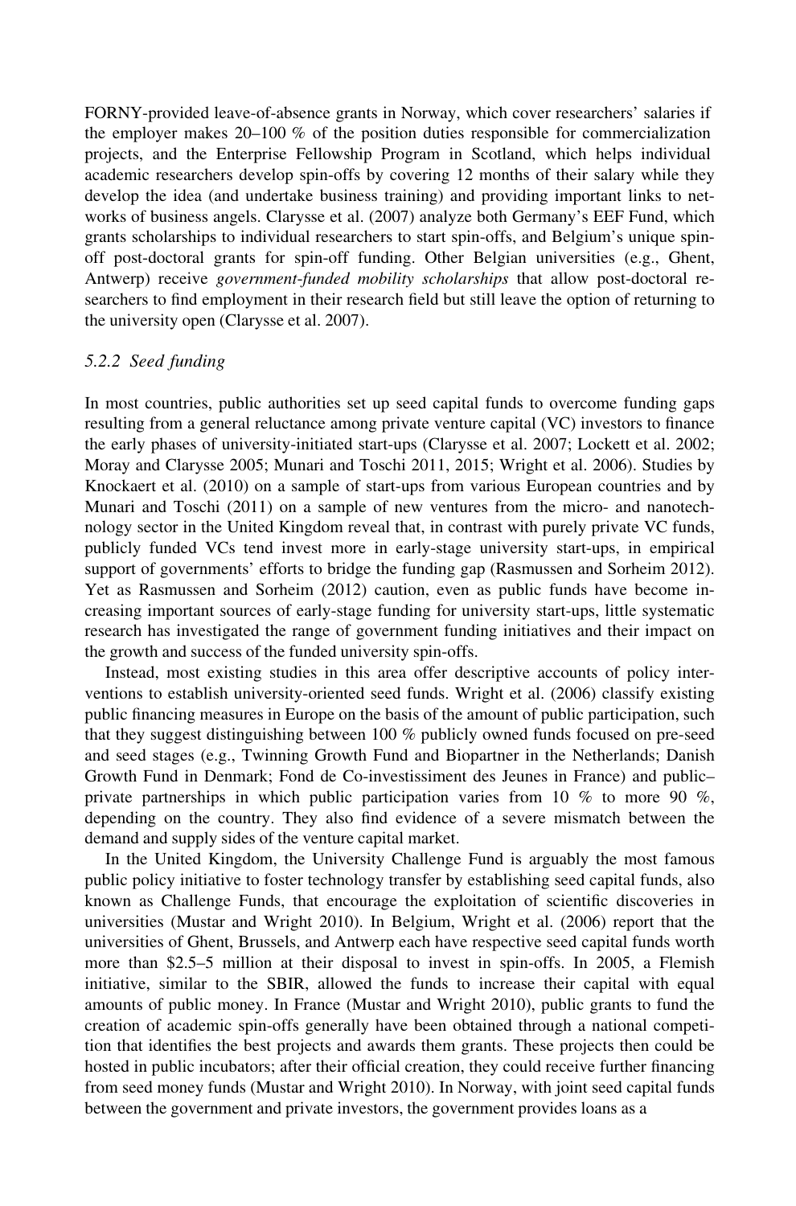FORNY-provided leave-of-absence grants in Norway, which cover researchers' salaries if the employer makes 20–100 % of the position duties responsible for commercialization projects, and the Enterprise Fellowship Program in Scotland, which helps individual academic researchers develop spin-offs by covering 12 months of their salary while they develop the idea (and undertake business training) and providing important links to networks of business angels. Clarysse et al. (2007) analyze both Germany's EEF Fund, which grants scholarships to individual researchers to start spin-offs, and Belgium's unique spin-off post-doctoral grants for spin-off funding. Other Belgian universities (e.g., Ghent, Antwerp) receive *government-funded mobility scholarships* that allow post-doctoral researchers to find employment in their research field but still leave the option of returning to the university open (Clarysse et al. 2007).

### *5.2.2 Seed funding*

In most countries, public authorities set up seed capital funds to overcome funding gaps resulting from a general reluctance among private venture capital (VC) investors to finance the early phases of university-initiated start-ups (Clarysse et al. 2007; Lockett et al. 2002; Moray and Clarysse 2005; Munari and Toschi 2011, 2015; Wright et al. 2006). Studies by Knockaert et al. (2010) on a sample of start-ups from various European countries and by Munari and Toschi (2011) on a sample of new ventures from the micro- and nanotechnology sector in the United Kingdom reveal that, in contrast with purely private VC funds, publicly funded VCs tend invest more in early-stage university start-ups, in empirical support of governments' efforts to bridge the funding gap (Rasmussen and Sorheim 2012). Yet as Rasmussen and Sorheim (2012) caution, even as public funds have become increasing important sources of early-stage funding for university start-ups, little systematic research has investigated the range of government funding initiatives and their impact on the growth and success of the funded university spin-offs.

Instead, most existing studies in this area offer descriptive accounts of policy interventions to establish university-oriented seed funds. Wright et al. (2006) classify existing public financing measures in Europe on the basis of the amount of public participation, such that they suggest distinguishing between 100 % publicly owned funds focused on pre-seed and seed stages (e.g., Twinning Growth Fund and Biopartner in the Netherlands; Danish Growth Fund in Denmark; Fond de Co-investissiment des Jeunes in France) and public–private partnerships in which public participation varies from 10 % to more 90 %, depending on the country. They also find evidence of a severe mismatch between the demand and supply sides of the venture capital market.

In the United Kingdom, the University Challenge Fund is arguably the most famous public policy initiative to foster technology transfer by establishing seed capital funds, also known as Challenge Funds, that encourage the exploitation of scientific discoveries in universities (Mustar and Wright 2010). In Belgium, Wright et al. (2006) report that the universities of Ghent, Brussels, and Antwerp each have respective seed capital funds worth more than $2.5–5 million at their disposal to invest in spin-offs. In 2005, a Flemish initiative, similar to the SBIR, allowed the funds to increase their capital with equal amounts of public money. In France (Mustar and Wright 2010), public grants to fund the creation of academic spin-offs generally have been obtained through a national competition that identifies the best projects and awards them grants. These projects then could be hosted in public incubators; after their official creation, they could receive further financing from seed money funds (Mustar and Wright 2010). In Norway, with joint seed capital funds between the government and private investors, the government provides loans as a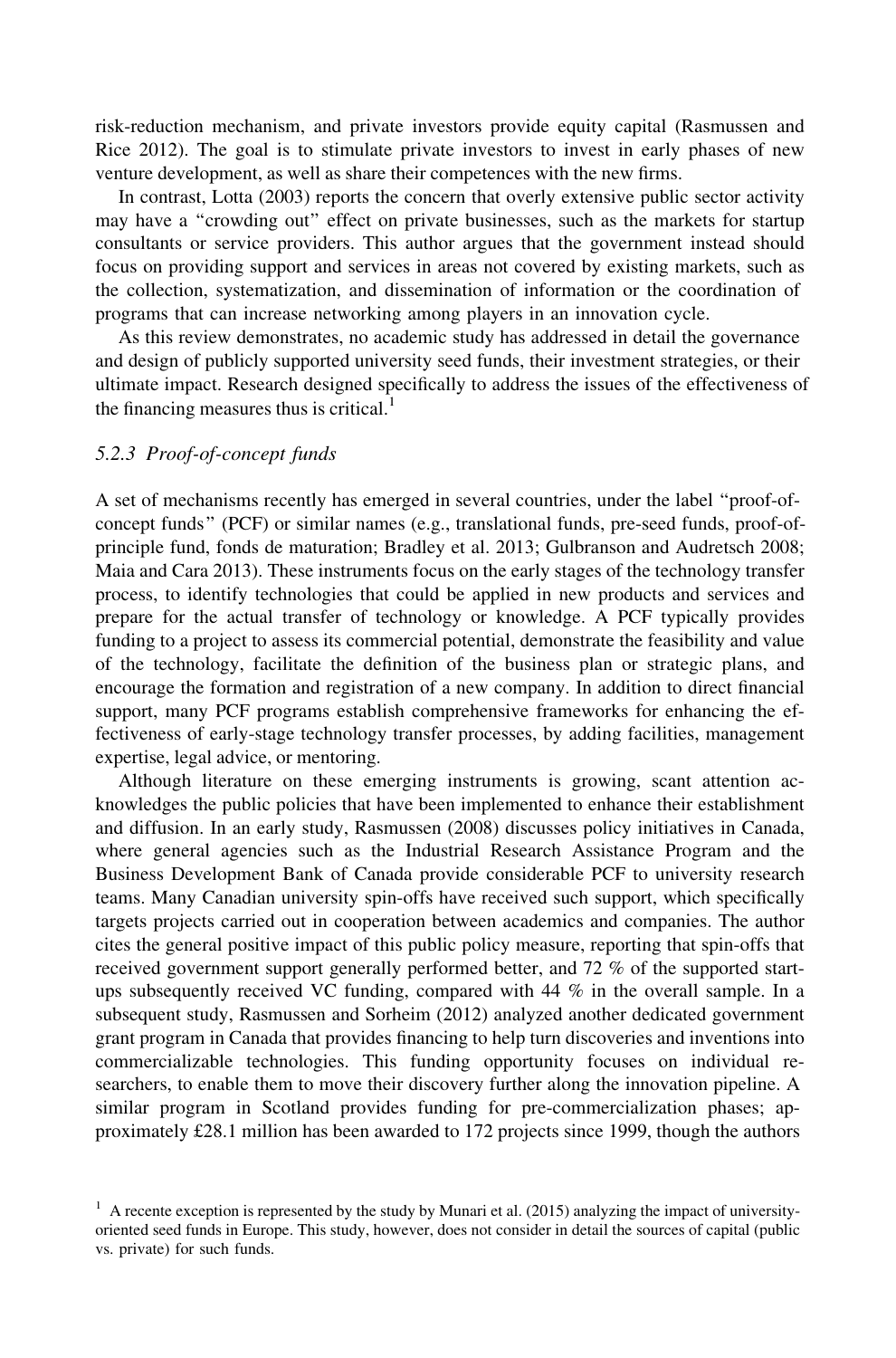risk-reduction mechanism, and private investors provide equity capital (Rasmussen and Rice 2012). The goal is to stimulate private investors to invest in early phases of new venture development, as well as share their competences with the new firms.

In contrast, Lotta (2003) reports the concern that overly extensive public sector activity may have a "crowding out" effect on private businesses, such as the markets for startup consultants or service providers. This author argues that the government instead should focus on providing support and services in areas not covered by existing markets, such as the collection, systematization, and dissemination of information or the coordination of programs that can increase networking among players in an innovation cycle.

As this review demonstrates, no academic study has addressed in detail the governance and design of publicly supported university seed funds, their investment strategies, or their ultimate impact. Research designed specifically to address the issues of the effectiveness of the financing measures thus is critical.[1]

### *5.2.3 Proof-of-concept funds*

A set of mechanisms recently has emerged in several countries, under the label "proof-of-concept funds" (PCF) or similar names (e.g., translational funds, pre-seed funds, proof-of-principle fund, fonds de maturation; Bradley et al. 2013; Gulbranson and Audretsch 2008; Maia and Cara 2013). These instruments focus on the early stages of the technology transfer process, to identify technologies that could be applied in new products and services and prepare for the actual transfer of technology or knowledge. A PCF typically provides funding to a project to assess its commercial potential, demonstrate the feasibility and value of the technology, facilitate the definition of the business plan or strategic plans, and encourage the formation and registration of a new company. In addition to direct financial support, many PCF programs establish comprehensive frameworks for enhancing the effectiveness of early-stage technology transfer processes, by adding facilities, management expertise, legal advice, or mentoring.

Although literature on these emerging instruments is growing, scant attention acknowledges the public policies that have been implemented to enhance their establishment and diffusion. In an early study, Rasmussen (2008) discusses policy initiatives in Canada, where general agencies such as the Industrial Research Assistance Program and the Business Development Bank of Canada provide considerable PCF to university research teams. Many Canadian university spin-offs have received such support, which specifically targets projects carried out in cooperation between academics and companies. The author cites the general positive impact of this public policy measure, reporting that spin-offs that received government support generally performed better, and 72 % of the supported start-ups subsequently received VC funding, compared with 44 % in the overall sample. In a subsequent study, Rasmussen and Sorheim (2012) analyzed another dedicated government grant program in Canada that provides financing to help turn discoveries and inventions into commercializable technologies. This funding opportunity focuses on individual researchers, to enable them to move their discovery further along the innovation pipeline. A similar program in Scotland provides funding for pre-commercialization phases; approximately £28.1 million has been awarded to 172 projects since 1999, though the authors

[1] A recente exception is represented by the study by Munari et al. (2015) analyzing the impact of university-oriented seed funds in Europe. This study, however, does not consider in detail the sources of capital (public vs. private) for such funds.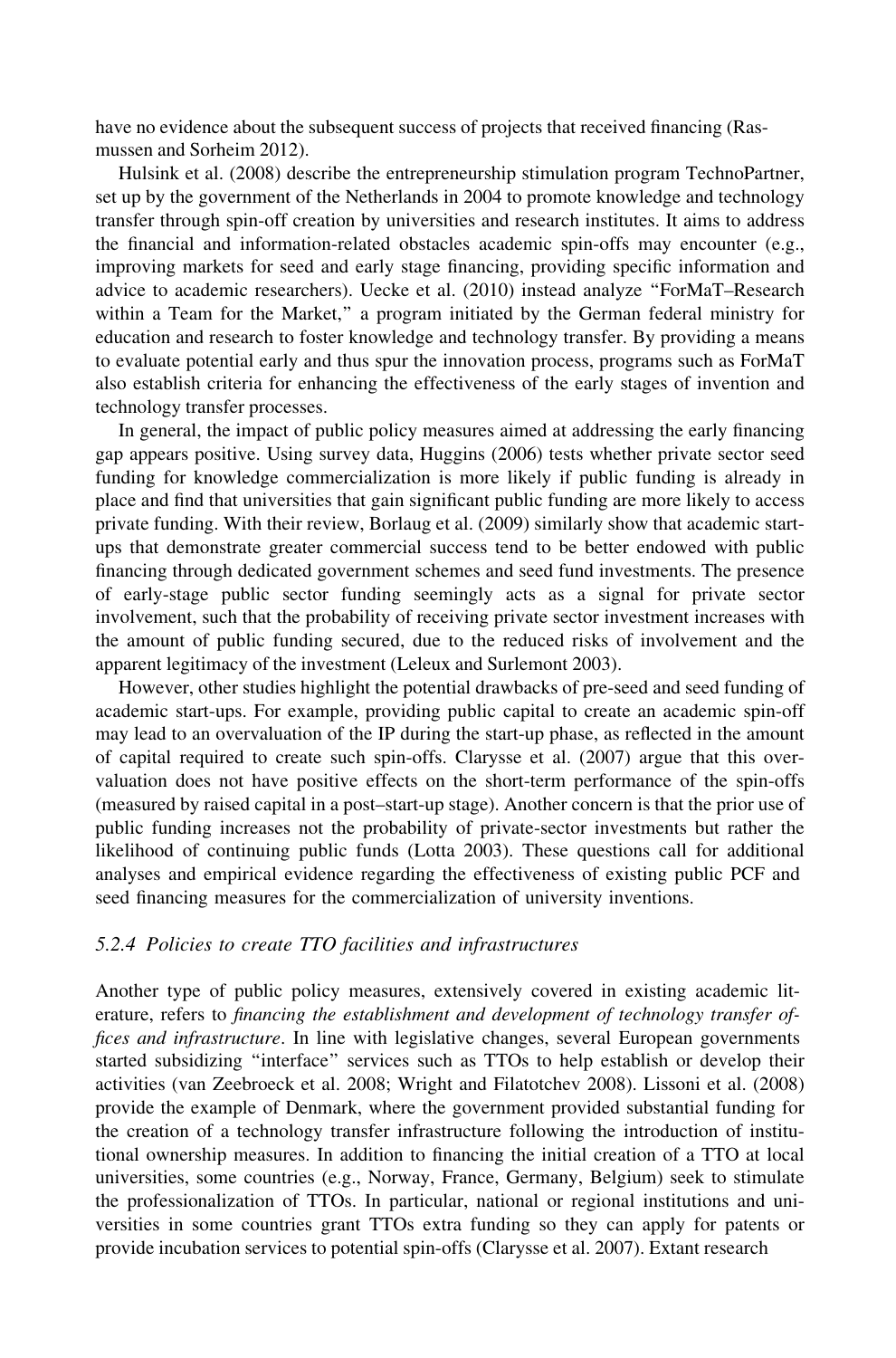have no evidence about the subsequent success of projects that received financing (Rasmussen and Sorheim 2012).

Hulsink et al. (2008) describe the entrepreneurship stimulation program TechnoPartner, set up by the government of the Netherlands in 2004 to promote knowledge and technology transfer through spin-off creation by universities and research institutes. It aims to address the financial and information-related obstacles academic spin-offs may encounter (e.g., improving markets for seed and early stage financing, providing specific information and advice to academic researchers). Uecke et al. (2010) instead analyze "ForMaT–Research within a Team for the Market," a program initiated by the German federal ministry for education and research to foster knowledge and technology transfer. By providing a means to evaluate potential early and thus spur the innovation process, programs such as ForMaT also establish criteria for enhancing the effectiveness of the early stages of invention and technology transfer processes.

In general, the impact of public policy measures aimed at addressing the early financing gap appears positive. Using survey data, Huggins (2006) tests whether private sector seed funding for knowledge commercialization is more likely if public funding is already in place and find that universities that gain significant public funding are more likely to access private funding. With their review, Borlaug et al. (2009) similarly show that academic start-ups that demonstrate greater commercial success tend to be better endowed with public financing through dedicated government schemes and seed fund investments. The presence of early-stage public sector funding seemingly acts as a signal for private sector involvement, such that the probability of receiving private sector investment increases with the amount of public funding secured, due to the reduced risks of involvement and the apparent legitimacy of the investment (Leleux and Surlemont 2003).

However, other studies highlight the potential drawbacks of pre-seed and seed funding of academic start-ups. For example, providing public capital to create an academic spin-off may lead to an overvaluation of the IP during the start-up phase, as reflected in the amount of capital required to create such spin-offs. Clarysse et al. (2007) argue that this overvaluation does not have positive effects on the short-term performance of the spin-offs (measured by raised capital in a post–start-up stage). Another concern is that the prior use of public funding increases not the probability of private-sector investments but rather the likelihood of continuing public funds (Lotta 2003). These questions call for additional analyses and empirical evidence regarding the effectiveness of existing public PCF and seed financing measures for the commercialization of university inventions.

### *5.2.4 Policies to create TTO facilities and infrastructures*

Another type of public policy measures, extensively covered in existing academic literature, refers to *financing the establishment and development of technology transfer offices and infrastructure*. In line with legislative changes, several European governments started subsidizing "interface" services such as TTOs to help establish or develop their activities (van Zeebroeck et al. 2008; Wright and Filatotchev 2008). Lissoni et al. (2008) provide the example of Denmark, where the government provided substantial funding for the creation of a technology transfer infrastructure following the introduction of institutional ownership measures. In addition to financing the initial creation of a TTO at local universities, some countries (e.g., Norway, France, Germany, Belgium) seek to stimulate the professionalization of TTOs. In particular, national or regional institutions and universities in some countries grant TTOs extra funding so they can apply for patents or provide incubation services to potential spin-offs (Clarysse et al. 2007). Extant research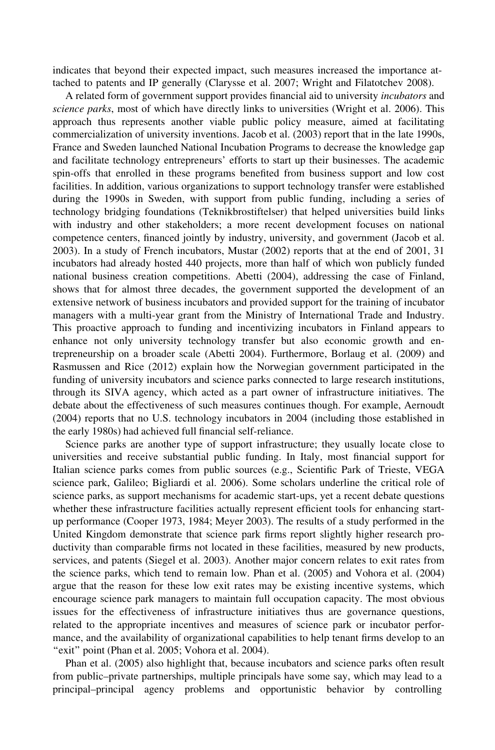indicates that beyond their expected impact, such measures increased the importance attached to patents and IP generally (Clarysse et al. 2007; Wright and Filatotchev 2008).

A related form of government support provides financial aid to university *incubators* and *science parks*, most of which have directly links to universities (Wright et al. 2006). This approach thus represents another viable public policy measure, aimed at facilitating commercialization of university inventions. Jacob et al. (2003) report that in the late 1990s, France and Sweden launched National Incubation Programs to decrease the knowledge gap and facilitate technology entrepreneurs' efforts to start up their businesses. The academic spin-offs that enrolled in these programs benefited from business support and low cost facilities. In addition, various organizations to support technology transfer were established during the 1990s in Sweden, with support from public funding, including a series of technology bridging foundations (Teknikbrostiftelser) that helped universities build links with industry and other stakeholders; a more recent development focuses on national competence centers, financed jointly by industry, university, and government (Jacob et al. 2003). In a study of French incubators, Mustar (2002) reports that at the end of 2001, 31 incubators had already hosted 440 projects, more than half of which won publicly funded national business creation competitions. Abetti (2004), addressing the case of Finland, shows that for almost three decades, the government supported the development of an extensive network of business incubators and provided support for the training of incubator managers with a multi-year grant from the Ministry of International Trade and Industry. This proactive approach to funding and incentivizing incubators in Finland appears to enhance not only university technology transfer but also economic growth and entrepreneurship on a broader scale (Abetti 2004). Furthermore, Borlaug et al. (2009) and Rasmussen and Rice (2012) explain how the Norwegian government participated in the funding of university incubators and science parks connected to large research institutions, through its SIVA agency, which acted as a part owner of infrastructure initiatives. The debate about the effectiveness of such measures continues though. For example, Aernoudt (2004) reports that no U.S. technology incubators in 2004 (including those established in the early 1980s) had achieved full financial self-reliance.

Science parks are another type of support infrastructure; they usually locate close to universities and receive substantial public funding. In Italy, most financial support for Italian science parks comes from public sources (e.g., Scientific Park of Trieste, VEGA science park, Galileo; Bigliardi et al. 2006). Some scholars underline the critical role of science parks, as support mechanisms for academic start-ups, yet a recent debate questions whether these infrastructure facilities actually represent efficient tools for enhancing start-up performance (Cooper 1973, 1984; Meyer 2003). The results of a study performed in the United Kingdom demonstrate that science park firms report slightly higher research productivity than comparable firms not located in these facilities, measured by new products, services, and patents (Siegel et al. 2003). Another major concern relates to exit rates from the science parks, which tend to remain low. Phan et al. (2005) and Vohora et al. (2004) argue that the reason for these low exit rates may be existing incentive systems, which encourage science park managers to maintain full occupation capacity. The most obvious issues for the effectiveness of infrastructure initiatives thus are governance questions, related to the appropriate incentives and measures of science park or incubator performance, and the availability of organizational capabilities to help tenant firms develop to an "exit" point (Phan et al. 2005; Vohora et al. 2004).

Phan et al. (2005) also highlight that, because incubators and science parks often result from public–private partnerships, multiple principals have some say, which may lead to a principal–principal agency problems and opportunistic behavior by controlling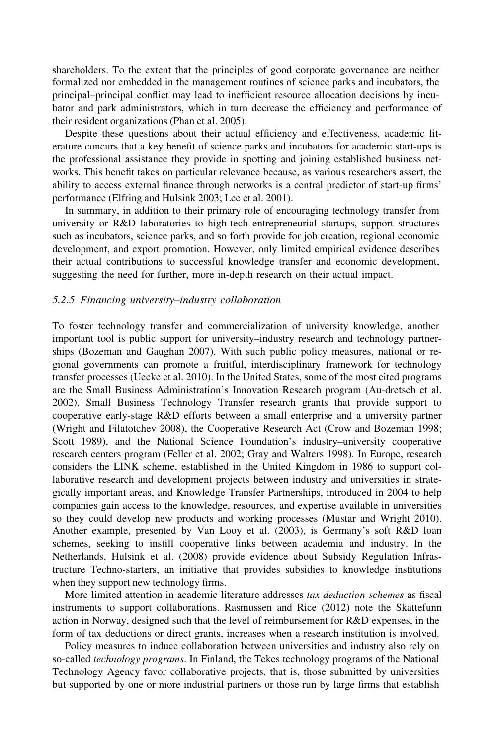shareholders. To the extent that the principles of good corporate governance are neither formalized nor embedded in the management routines of science parks and incubators, the principal–principal conflict may lead to inefficient resource allocation decisions by incubator and park administrators, which in turn decrease the efficiency and performance of their resident organizations (Phan et al. 2005).

Despite these questions about their actual efficiency and effectiveness, academic literature concurs that a key benefit of science parks and incubators for academic start-ups is the professional assistance they provide in spotting and joining established business networks. This benefit takes on particular relevance because, as various researchers assert, the ability to access external finance through networks is a central predictor of start-up firms' performance (Elfring and Hulsink 2003; Lee et al. 2001).

In summary, in addition to their primary role of encouraging technology transfer from university or R&D laboratories to high-tech entrepreneurial startups, support structures such as incubators, science parks, and so forth provide for job creation, regional economic development, and export promotion. However, only limited empirical evidence describes their actual contributions to successful knowledge transfer and economic development, suggesting the need for further, more in-depth research on their actual impact.

### *5.2.5 Financing university–industry collaboration*

To foster technology transfer and commercialization of university knowledge, another important tool is public support for university–industry research and technology partnerships (Bozeman and Gaughan 2007). With such public policy measures, national or regional governments can promote a fruitful, interdisciplinary framework for technology transfer processes (Uecke et al. 2010). In the United States, some of the most cited programs are the Small Business Administration's Innovation Research program (Au-dretsch et al. 2002), Small Business Technology Transfer research grants that provide support to cooperative early-stage R&D efforts between a small enterprise and a university partner (Wright and Filatotchev 2008), the Cooperative Research Act (Crow and Bozeman 1998; Scott 1989), and the National Science Foundation's industry–university cooperative research centers program (Feller et al. 2002; Gray and Walters 1998). In Europe, research considers the LINK scheme, established in the United Kingdom in 1986 to support collaborative research and development projects between industry and universities in strategically important areas, and Knowledge Transfer Partnerships, introduced in 2004 to help companies gain access to the knowledge, resources, and expertise available in universities so they could develop new products and working processes (Mustar and Wright 2010). Another example, presented by Van Looy et al. (2003), is Germany's soft R&D loan schemes, seeking to instill cooperative links between academia and industry. In the Netherlands, Hulsink et al. (2008) provide evidence about Subsidy Regulation Infrastructure Techno-starters, an initiative that provides subsidies to knowledge institutions when they support new technology firms.

More limited attention in academic literature addresses *tax deduction schemes* as fiscal instruments to support collaborations. Rasmussen and Rice (2012) note the Skattefunn action in Norway, designed such that the level of reimbursement for R&D expenses, in the form of tax deductions or direct grants, increases when a research institution is involved.

Policy measures to induce collaboration between universities and industry also rely on so-called *technology programs*. In Finland, the Tekes technology programs of the National Technology Agency favor collaborative projects, that is, those submitted by universities but supported by one or more industrial partners or those run by large firms that establish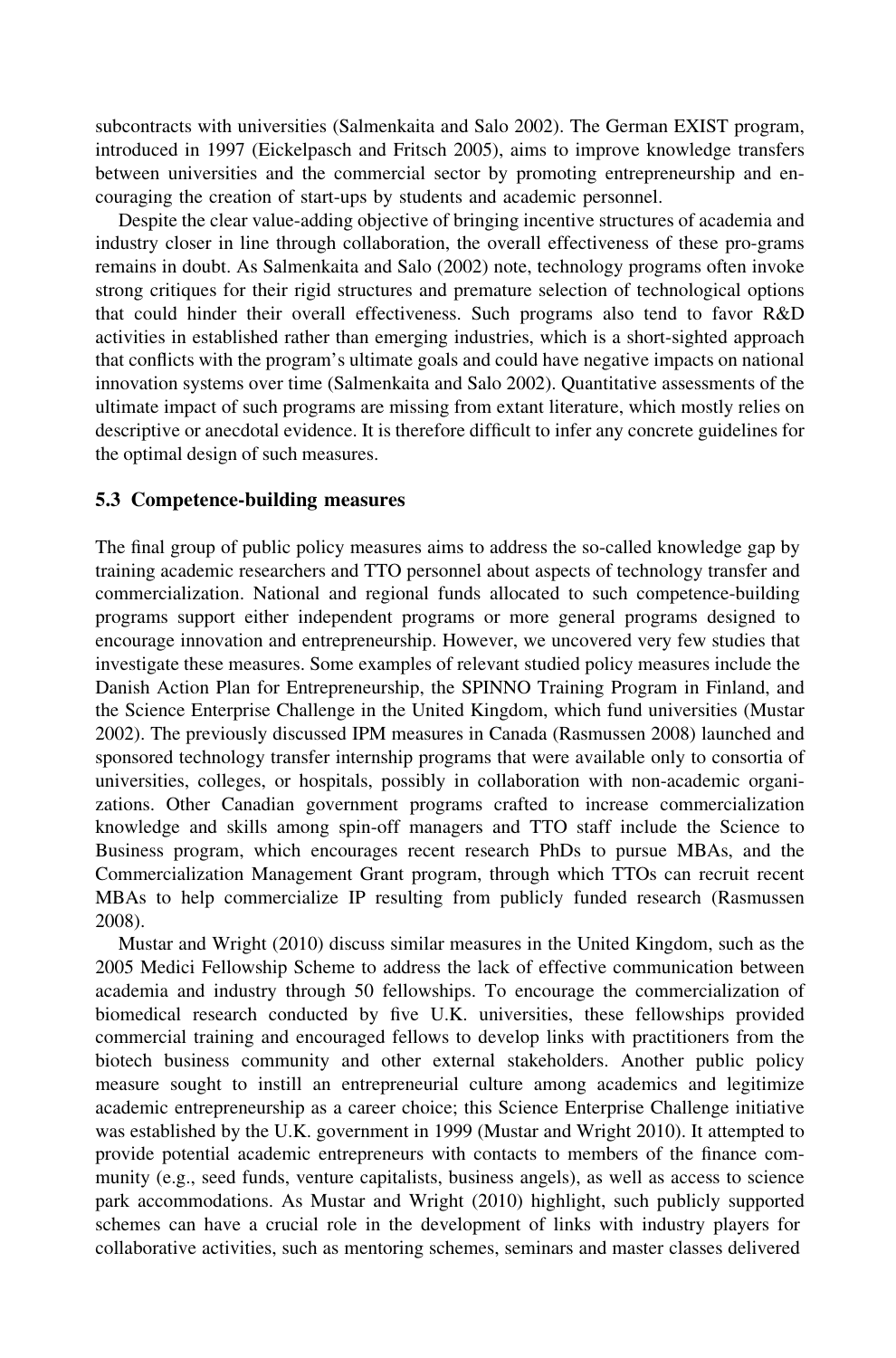subcontracts with universities (Salmenkaita and Salo 2002). The German EXIST program, introduced in 1997 (Eickelpasch and Fritsch 2005), aims to improve knowledge transfers between universities and the commercial sector by promoting entrepreneurship and encouraging the creation of start-ups by students and academic personnel.

Despite the clear value-adding objective of bringing incentive structures of academia and industry closer in line through collaboration, the overall effectiveness of these pro-grams remains in doubt. As Salmenkaita and Salo (2002) note, technology programs often invoke strong critiques for their rigid structures and premature selection of technological options that could hinder their overall effectiveness. Such programs also tend to favor R&D activities in established rather than emerging industries, which is a short-sighted approach that conflicts with the program's ultimate goals and could have negative impacts on national innovation systems over time (Salmenkaita and Salo 2002). Quantitative assessments of the ultimate impact of such programs are missing from extant literature, which mostly relies on descriptive or anecdotal evidence. It is therefore difficult to infer any concrete guidelines for the optimal design of such measures.

### 5.3 Competence-building measures

The final group of public policy measures aims to address the so-called knowledge gap by training academic researchers and TTO personnel about aspects of technology transfer and commercialization. National and regional funds allocated to such competence-building programs support either independent programs or more general programs designed to encourage innovation and entrepreneurship. However, we uncovered very few studies that investigate these measures. Some examples of relevant studied policy measures include the Danish Action Plan for Entrepreneurship, the SPINNO Training Program in Finland, and the Science Enterprise Challenge in the United Kingdom, which fund universities (Mustar 2002). The previously discussed IPM measures in Canada (Rasmussen 2008) launched and sponsored technology transfer internship programs that were available only to consortia of universities, colleges, or hospitals, possibly in collaboration with non-academic organizations. Other Canadian government programs crafted to increase commercialization knowledge and skills among spin-off managers and TTO staff include the Science to Business program, which encourages recent research PhDs to pursue MBAs, and the Commercialization Management Grant program, through which TTOs can recruit recent MBAs to help commercialize IP resulting from publicly funded research (Rasmussen 2008).

Mustar and Wright (2010) discuss similar measures in the United Kingdom, such as the 2005 Medici Fellowship Scheme to address the lack of effective communication between academia and industry through 50 fellowships. To encourage the commercialization of biomedical research conducted by five U.K. universities, these fellowships provided commercial training and encouraged fellows to develop links with practitioners from the biotech business community and other external stakeholders. Another public policy measure sought to instill an entrepreneurial culture among academics and legitimize academic entrepreneurship as a career choice; this Science Enterprise Challenge initiative was established by the U.K. government in 1999 (Mustar and Wright 2010). It attempted to provide potential academic entrepreneurs with contacts to members of the finance community (e.g., seed funds, venture capitalists, business angels), as well as access to science park accommodations. As Mustar and Wright (2010) highlight, such publicly supported schemes can have a crucial role in the development of links with industry players for collaborative activities, such as mentoring schemes, seminars and master classes delivered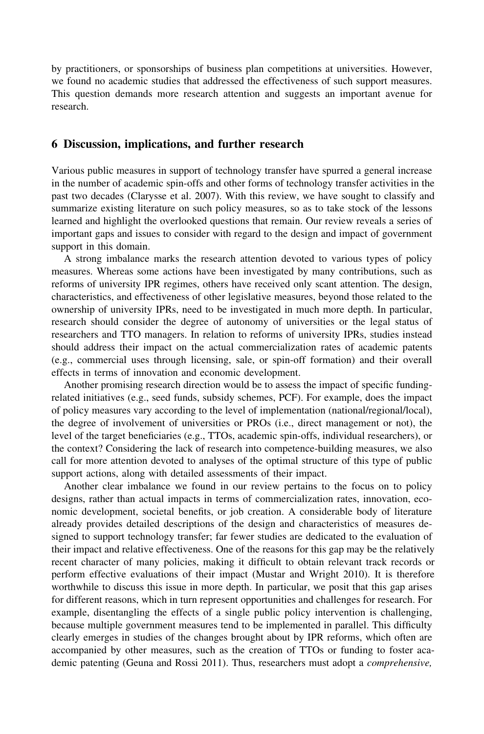by practitioners, or sponsorships of business plan competitions at universities. However, we found no academic studies that addressed the effectiveness of such support measures. This question demands more research attention and suggests an important avenue for research.

## 6 Discussion, implications, and further research

Various public measures in support of technology transfer have spurred a general increase in the number of academic spin-offs and other forms of technology transfer activities in the past two decades (Clarysse et al. 2007). With this review, we have sought to classify and summarize existing literature on such policy measures, so as to take stock of the lessons learned and highlight the overlooked questions that remain. Our review reveals a series of important gaps and issues to consider with regard to the design and impact of government support in this domain.

A strong imbalance marks the research attention devoted to various types of policy measures. Whereas some actions have been investigated by many contributions, such as reforms of university IPR regimes, others have received only scant attention. The design, characteristics, and effectiveness of other legislative measures, beyond those related to the ownership of university IPRs, need to be investigated in much more depth. In particular, research should consider the degree of autonomy of universities or the legal status of researchers and TTO managers. In relation to reforms of university IPRs, studies instead should address their impact on the actual commercialization rates of academic patents (e.g., commercial uses through licensing, sale, or spin-off formation) and their overall effects in terms of innovation and economic development.

Another promising research direction would be to assess the impact of specific funding-related initiatives (e.g., seed funds, subsidy schemes, PCF). For example, does the impact of policy measures vary according to the level of implementation (national/regional/local), the degree of involvement of universities or PROs (i.e., direct management or not), the level of the target beneficiaries (e.g., TTOs, academic spin-offs, individual researchers), or the context? Considering the lack of research into competence-building measures, we also call for more attention devoted to analyses of the optimal structure of this type of public support actions, along with detailed assessments of their impact.

Another clear imbalance we found in our review pertains to the focus on to policy designs, rather than actual impacts in terms of commercialization rates, innovation, economic development, societal benefits, or job creation. A considerable body of literature already provides detailed descriptions of the design and characteristics of measures designed to support technology transfer; far fewer studies are dedicated to the evaluation of their impact and relative effectiveness. One of the reasons for this gap may be the relatively recent character of many policies, making it difficult to obtain relevant track records or perform effective evaluations of their impact (Mustar and Wright 2010). It is therefore worthwhile to discuss this issue in more depth. In particular, we posit that this gap arises for different reasons, which in turn represent opportunities and challenges for research. For example, disentangling the effects of a single public policy intervention is challenging, because multiple government measures tend to be implemented in parallel. This difficulty clearly emerges in studies of the changes brought about by IPR reforms, which often are accompanied by other measures, such as the creation of TTOs or funding to foster academic patenting (Geuna and Rossi 2011). Thus, researchers must adopt a *comprehensive,*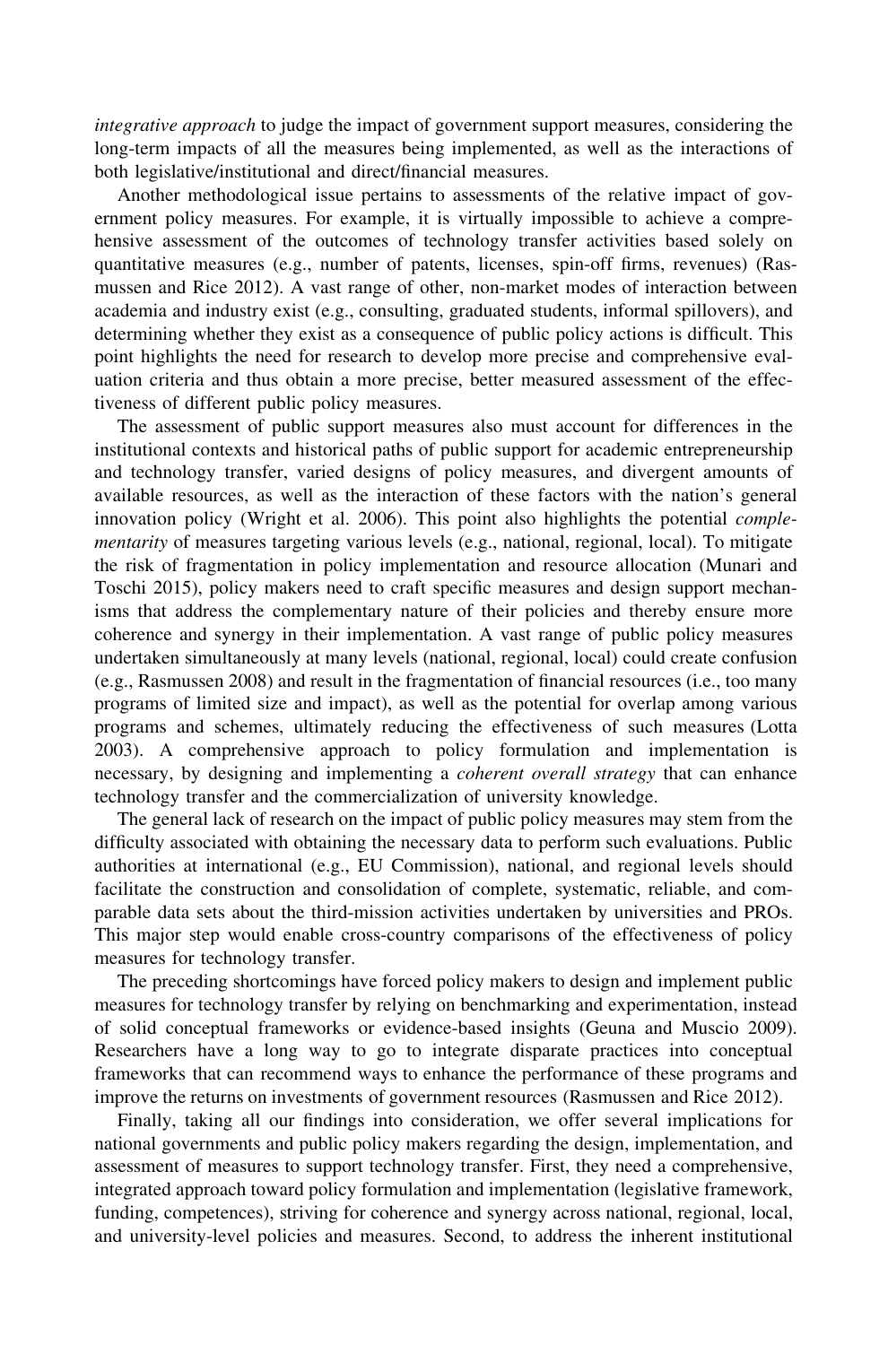*integrative approach* to judge the impact of government support measures, considering the long-term impacts of all the measures being implemented, as well as the interactions of both legislative/institutional and direct/financial measures.

Another methodological issue pertains to assessments of the relative impact of government policy measures. For example, it is virtually impossible to achieve a comprehensive assessment of the outcomes of technology transfer activities based solely on quantitative measures (e.g., number of patents, licenses, spin-off firms, revenues) (Rasmussen and Rice 2012). A vast range of other, non-market modes of interaction between academia and industry exist (e.g., consulting, graduated students, informal spillovers), and determining whether they exist as a consequence of public policy actions is difficult. This point highlights the need for research to develop more precise and comprehensive evaluation criteria and thus obtain a more precise, better measured assessment of the effectiveness of different public policy measures.

The assessment of public support measures also must account for differences in the institutional contexts and historical paths of public support for academic entrepreneurship and technology transfer, varied designs of policy measures, and divergent amounts of available resources, as well as the interaction of these factors with the nation's general innovation policy (Wright et al. 2006). This point also highlights the potential *complementarity* of measures targeting various levels (e.g., national, regional, local). To mitigate the risk of fragmentation in policy implementation and resource allocation (Munari and Toschi 2015), policy makers need to craft specific measures and design support mechanisms that address the complementary nature of their policies and thereby ensure more coherence and synergy in their implementation. A vast range of public policy measures undertaken simultaneously at many levels (national, regional, local) could create confusion (e.g., Rasmussen 2008) and result in the fragmentation of financial resources (i.e., too many programs of limited size and impact), as well as the potential for overlap among various programs and schemes, ultimately reducing the effectiveness of such measures (Lotta 2003). A comprehensive approach to policy formulation and implementation is necessary, by designing and implementing a *coherent overall strategy* that can enhance technology transfer and the commercialization of university knowledge.

The general lack of research on the impact of public policy measures may stem from the difficulty associated with obtaining the necessary data to perform such evaluations. Public authorities at international (e.g., EU Commission), national, and regional levels should facilitate the construction and consolidation of complete, systematic, reliable, and comparable data sets about the third-mission activities undertaken by universities and PROs. This major step would enable cross-country comparisons of the effectiveness of policy measures for technology transfer.

The preceding shortcomings have forced policy makers to design and implement public measures for technology transfer by relying on benchmarking and experimentation, instead of solid conceptual frameworks or evidence-based insights (Geuna and Muscio 2009). Researchers have a long way to go to integrate disparate practices into conceptual frameworks that can recommend ways to enhance the performance of these programs and improve the returns on investments of government resources (Rasmussen and Rice 2012).

Finally, taking all our findings into consideration, we offer several implications for national governments and public policy makers regarding the design, implementation, and assessment of measures to support technology transfer. First, they need a comprehensive, integrated approach toward policy formulation and implementation (legislative framework, funding, competences), striving for coherence and synergy across national, regional, local, and university-level policies and measures. Second, to address the inherent institutional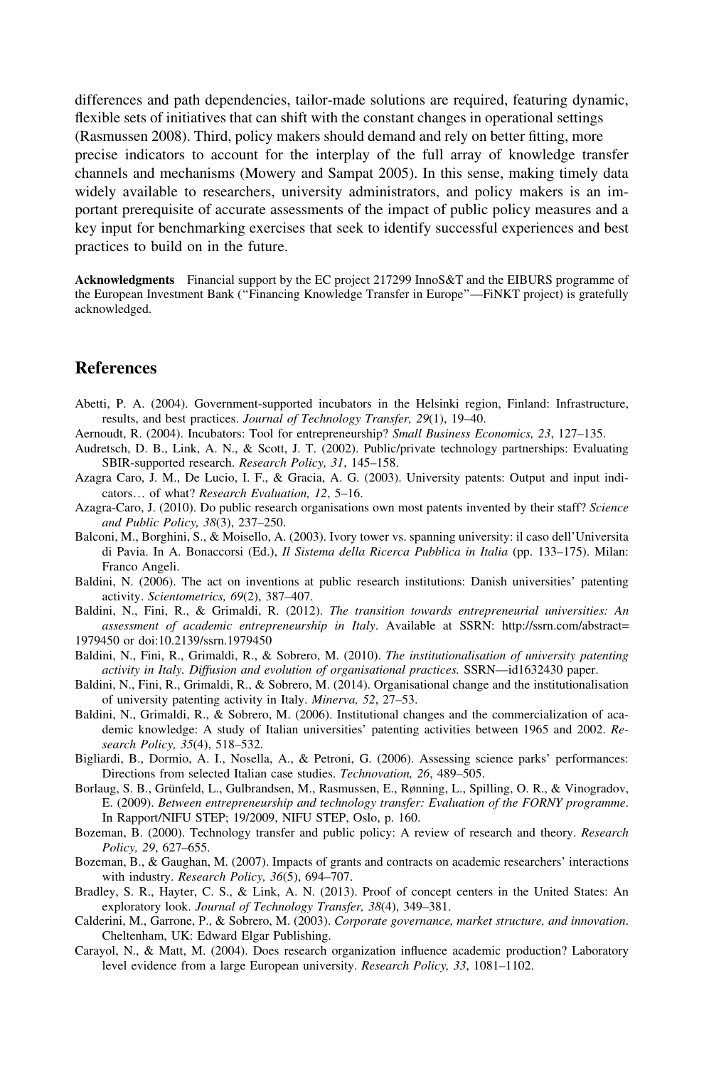differences and path dependencies, tailor-made solutions are required, featuring dynamic, flexible sets of initiatives that can shift with the constant changes in operational settings (Rasmussen 2008). Third, policy makers should demand and rely on better fitting, more precise indicators to account for the interplay of the full array of knowledge transfer channels and mechanisms (Mowery and Sampat 2005). In this sense, making timely data widely available to researchers, university administrators, and policy makers is an important prerequisite of accurate assessments of the impact of public policy measures and a key input for benchmarking exercises that seek to identify successful experiences and best practices to build on in the future.

**Acknowledgments** Financial support by the EC project 217299 InnoS&T and the EIBURS programme of the European Investment Bank ("Financing Knowledge Transfer in Europe"—FiNKT project) is gratefully acknowledged.

## References

Abetti, P. A. (2004). Government-supported incubators in the Helsinki region, Finland: Infrastructure, results, and best practices. *Journal of Technology Transfer, 29*(1), 19–40.

Aernoudt, R. (2004). Incubators: Tool for entrepreneurship? *Small Business Economics, 23*, 127–135.

Audretsch, D. B., Link, A. N., & Scott, J. T. (2002). Public/private technology partnerships: Evaluating SBIR-supported research. *Research Policy, 31*, 145–158.

Azagra Caro, J. M., De Lucio, I. F., & Gracia, A. G. (2003). University patents: Output and input indicators… of what? *Research Evaluation, 12*, 5–16.

Azagra-Caro, J. (2010). Do public research organisations own most patents invented by their staff? *Science and Public Policy, 38*(3), 237–250.

Balconi, M., Borghini, S., & Moisello, A. (2003). Ivory tower vs. spanning university: il caso dell'Universita di Pavia. In A. Bonaccorsi (Ed.), *Il Sistema della Ricerca Pubblica in Italia* (pp. 133–175). Milan: Franco Angeli.

Baldini, N. (2006). The act on inventions at public research institutions: Danish universities' patenting activity. *Scientometrics, 69*(2), 387–407.

Baldini, N., Fini, R., & Grimaldi, R. (2012). *The transition towards entrepreneurial universities: An assessment of academic entrepreneurship in Italy*. Available at SSRN: http://ssrn.com/abstract=1979450 or doi:10.2139/ssrn.1979450

Baldini, N., Fini, R., Grimaldi, R., & Sobrero, M. (2010). *The institutionalisation of university patenting activity in Italy. Diffusion and evolution of organisational practices.* SSRN—id1632430 paper.

Baldini, N., Fini, R., Grimaldi, R., & Sobrero, M. (2014). Organisational change and the institutionalisation of university patenting activity in Italy. *Minerva, 52*, 27–53.

Baldini, N., Grimaldi, R., & Sobrero, M. (2006). Institutional changes and the commercialization of academic knowledge: A study of Italian universities' patenting activities between 1965 and 2002. *Research Policy, 35*(4), 518–532.

Bigliardi, B., Dormio, A. I., Nosella, A., & Petroni, G. (2006). Assessing science parks' performances: Directions from selected Italian case studies. *Technovation, 26*, 489–505.

Borlaug, S. B., Grünfeld, L., Gulbrandsen, M., Rasmussen, E., Rønning, L., Spilling, O. R., & Vinogradov, E. (2009). *Between entrepreneurship and technology transfer: Evaluation of the FORNY programme*. In Rapport/NIFU STEP; 19/2009, NIFU STEP, Oslo, p. 160.

Bozeman, B. (2000). Technology transfer and public policy: A review of research and theory. *Research Policy, 29*, 627–655.

Bozeman, B., & Gaughan, M. (2007). Impacts of grants and contracts on academic researchers' interactions with industry. *Research Policy, 36*(5), 694–707.

Bradley, S. R., Hayter, C. S., & Link, A. N. (2013). Proof of concept centers in the United States: An exploratory look. *Journal of Technology Transfer, 38*(4), 349–381.

Calderini, M., Garrone, P., & Sobrero, M. (2003). *Corporate governance, market structure, and innovation*. Cheltenham, UK: Edward Elgar Publishing.

Carayol, N., & Matt, M. (2004). Does research organization influence academic production? Laboratory level evidence from a large European university. *Research Policy, 33*, 1081–1102.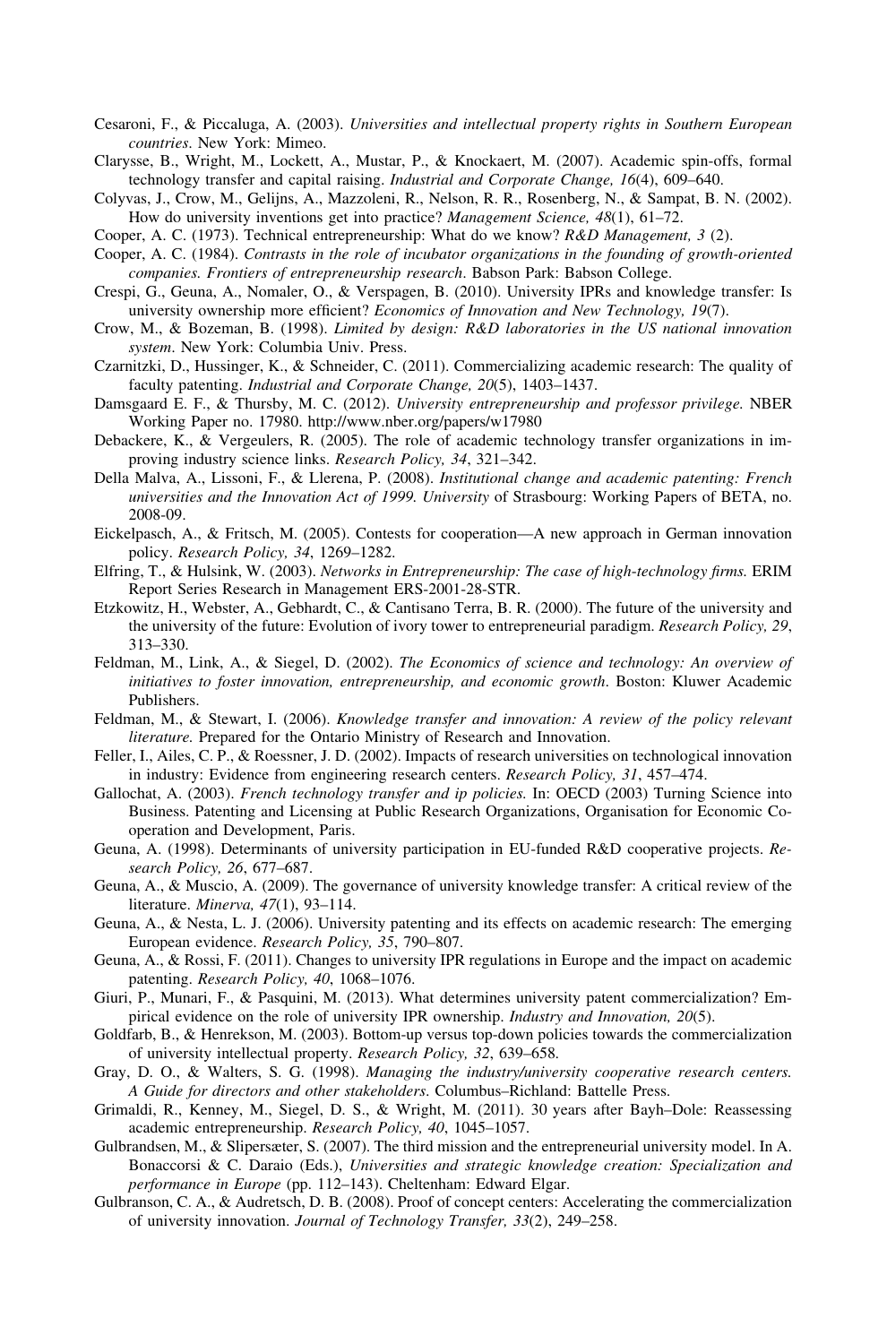Cesaroni, F., & Piccaluga, A. (2003). *Universities and intellectual property rights in Southern European countries*. New York: Mimeo.

Clarysse, B., Wright, M., Lockett, A., Mustar, P., & Knockaert, M. (2007). Academic spin-offs, formal technology transfer and capital raising. *Industrial and Corporate Change, 16*(4), 609–640.

Colyvas, J., Crow, M., Gelijns, A., Mazzoleni, R., Nelson, R. R., Rosenberg, N., & Sampat, B. N. (2002). How do university inventions get into practice? *Management Science, 48*(1), 61–72.

Cooper, A. C. (1973). Technical entrepreneurship: What do we know? *R&D Management, 3* (2).

Cooper, A. C. (1984). *Contrasts in the role of incubator organizations in the founding of growth-oriented companies. Frontiers of entrepreneurship research*. Babson Park: Babson College.

Crespi, G., Geuna, A., Nomaler, O., & Verspagen, B. (2010). University IPRs and knowledge transfer: Is university ownership more efficient? *Economics of Innovation and New Technology, 19*(7).

Crow, M., & Bozeman, B. (1998). *Limited by design: R&D laboratories in the US national innovation system*. New York: Columbia Univ. Press.

Czarnitzki, D., Hussinger, K., & Schneider, C. (2011). Commercializing academic research: The quality of faculty patenting. *Industrial and Corporate Change, 20*(5), 1403–1437.

Damsgaard E. F., & Thursby, M. C. (2012). *University entrepreneurship and professor privilege.* NBER Working Paper no. 17980. http://www.nber.org/papers/w17980

Debackere, K., & Vergeulers, R. (2005). The role of academic technology transfer organizations in improving industry science links. *Research Policy, 34*, 321–342.

Della Malva, A., Lissoni, F., & Llerena, P. (2008). *Institutional change and academic patenting: French universities and the Innovation Act of 1999. University* of Strasbourg: Working Papers of BETA, no. 2008-09.

Eickelpasch, A., & Fritsch, M. (2005). Contests for cooperation—A new approach in German innovation policy. *Research Policy, 34*, 1269–1282.

Elfring, T., & Hulsink, W. (2003). *Networks in Entrepreneurship: The case of high-technology firms.* ERIM Report Series Research in Management ERS-2001-28-STR.

Etzkowitz, H., Webster, A., Gebhardt, C., & Cantisano Terra, B. R. (2000). The future of the university and the university of the future: Evolution of ivory tower to entrepreneurial paradigm. *Research Policy, 29*, 313–330.

Feldman, M., Link, A., & Siegel, D. (2002). *The Economics of science and technology: An overview of initiatives to foster innovation, entrepreneurship, and economic growth*. Boston: Kluwer Academic Publishers.

Feldman, M., & Stewart, I. (2006). *Knowledge transfer and innovation: A review of the policy relevant literature.* Prepared for the Ontario Ministry of Research and Innovation.

Feller, I., Ailes, C. P., & Roessner, J. D. (2002). Impacts of research universities on technological innovation in industry: Evidence from engineering research centers. *Research Policy, 31*, 457–474.

Gallochat, A. (2003). *French technology transfer and ip policies.* In: OECD (2003) Turning Science into Business. Patenting and Licensing at Public Research Organizations, Organisation for Economic Cooperation and Development, Paris.

Geuna, A. (1998). Determinants of university participation in EU-funded R&D cooperative projects. *Research Policy, 26*, 677–687.

Geuna, A., & Muscio, A. (2009). The governance of university knowledge transfer: A critical review of the literature. *Minerva, 47*(1), 93–114.

Geuna, A., & Nesta, L. J. (2006). University patenting and its effects on academic research: The emerging European evidence. *Research Policy, 35*, 790–807.

Geuna, A., & Rossi, F. (2011). Changes to university IPR regulations in Europe and the impact on academic patenting. *Research Policy, 40*, 1068–1076.

Giuri, P., Munari, F., & Pasquini, M. (2013). What determines university patent commercialization? Empirical evidence on the role of university IPR ownership. *Industry and Innovation, 20*(5).

Goldfarb, B., & Henrekson, M. (2003). Bottom-up versus top-down policies towards the commercialization of university intellectual property. *Research Policy, 32*, 639–658.

Gray, D. O., & Walters, S. G. (1998). *Managing the industry/university cooperative research centers. A Guide for directors and other stakeholders*. Columbus–Richland: Battelle Press.

Grimaldi, R., Kenney, M., Siegel, D. S., & Wright, M. (2011). 30 years after Bayh–Dole: Reassessing academic entrepreneurship. *Research Policy, 40*, 1045–1057.

Gulbrandsen, M., & Slipersæter, S. (2007). The third mission and the entrepreneurial university model. In A. Bonaccorsi & C. Daraio (Eds.), *Universities and strategic knowledge creation: Specialization and performance in Europe* (pp. 112–143). Cheltenham: Edward Elgar.

Gulbranson, C. A., & Audretsch, D. B. (2008). Proof of concept centers: Accelerating the commercialization of university innovation. *Journal of Technology Transfer, 33*(2), 249–258.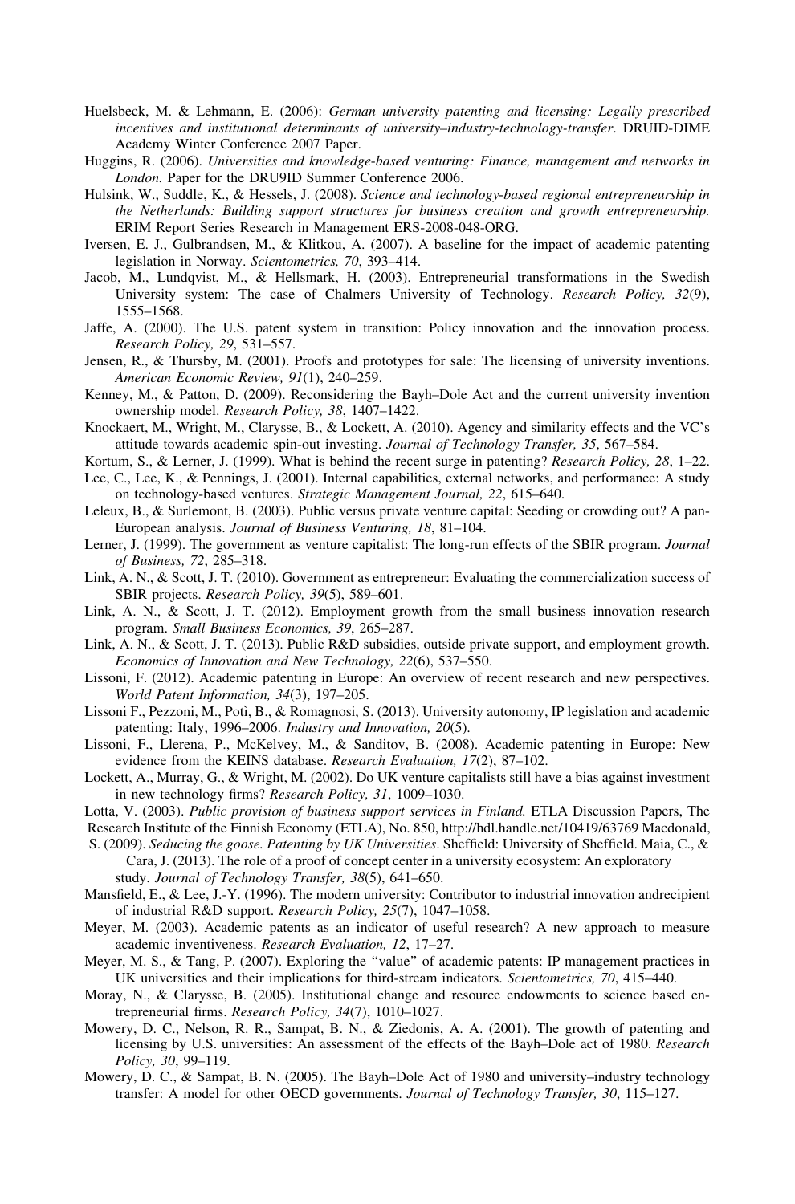Huelsbeck, M. & Lehmann, E. (2006): *German university patenting and licensing: Legally prescribed incentives and institutional determinants of university–industry-technology-transfer*. DRUID-DIME Academy Winter Conference 2007 Paper.

Huggins, R. (2006). *Universities and knowledge-based venturing: Finance, management and networks in London.* Paper for the DRU9ID Summer Conference 2006.

Hulsink, W., Suddle, K., & Hessels, J. (2008). *Science and technology-based regional entrepreneurship in the Netherlands: Building support structures for business creation and growth entrepreneurship.* ERIM Report Series Research in Management ERS-2008-048-ORG.

Iversen, E. J., Gulbrandsen, M., & Klitkou, A. (2007). A baseline for the impact of academic patenting legislation in Norway. *Scientometrics, 70*, 393–414.

Jacob, M., Lundqvist, M., & Hellsmark, H. (2003). Entrepreneurial transformations in the Swedish University system: The case of Chalmers University of Technology. *Research Policy, 32*(9), 1555–1568.

Jaffe, A. (2000). The U.S. patent system in transition: Policy innovation and the innovation process. *Research Policy, 29*, 531–557.

Jensen, R., & Thursby, M. (2001). Proofs and prototypes for sale: The licensing of university inventions. *American Economic Review, 91*(1), 240–259.

Kenney, M., & Patton, D. (2009). Reconsidering the Bayh–Dole Act and the current university invention ownership model. *Research Policy, 38*, 1407–1422.

Knockaert, M., Wright, M., Clarysse, B., & Lockett, A. (2010). Agency and similarity effects and the VC's attitude towards academic spin-out investing. *Journal of Technology Transfer, 35*, 567–584.

Kortum, S., & Lerner, J. (1999). What is behind the recent surge in patenting? *Research Policy, 28*, 1–22.

Lee, C., Lee, K., & Pennings, J. (2001). Internal capabilities, external networks, and performance: A study on technology-based ventures. *Strategic Management Journal, 22*, 615–640.

Leleux, B., & Surlemont, B. (2003). Public versus private venture capital: Seeding or crowding out? A pan-European analysis. *Journal of Business Venturing, 18*, 81–104.

Lerner, J. (1999). The government as venture capitalist: The long-run effects of the SBIR program. *Journal of Business, 72*, 285–318.

Link, A. N., & Scott, J. T. (2010). Government as entrepreneur: Evaluating the commercialization success of SBIR projects. *Research Policy, 39*(5), 589–601.

Link, A. N., & Scott, J. T. (2012). Employment growth from the small business innovation research program. *Small Business Economics, 39*, 265–287.

Link, A. N., & Scott, J. T. (2013). Public R&D subsidies, outside private support, and employment growth. *Economics of Innovation and New Technology, 22*(6), 537–550.

Lissoni, F. (2012). Academic patenting in Europe: An overview of recent research and new perspectives. *World Patent Information, 34*(3), 197–205.

Lissoni F., Pezzoni, M., Potì, B., & Romagnosi, S. (2013). University autonomy, IP legislation and academic patenting: Italy, 1996–2006. *Industry and Innovation, 20*(5).

Lissoni, F., Llerena, P., McKelvey, M., & Sanditov, B. (2008). Academic patenting in Europe: New evidence from the KEINS database. *Research Evaluation, 17*(2), 87–102.

Lockett, A., Murray, G., & Wright, M. (2002). Do UK venture capitalists still have a bias against investment in new technology firms? *Research Policy, 31*, 1009–1030.

Lotta, V. (2003). *Public provision of business support services in Finland.* ETLA Discussion Papers, The Research Institute of the Finnish Economy (ETLA), No. 850, http://hdl.handle.net/10419/63769 Macdonald, S. (2009). *Seducing the goose. Patenting by UK Universities*. Sheffield: University of Sheffield. Maia, C., & Cara, J. (2013). The role of a proof of concept center in a university ecosystem: An exploratory study. *Journal of Technology Transfer, 38*(5), 641–650.

Mansfield, E., & Lee, J.-Y. (1996). The modern university: Contributor to industrial innovation andrecipient of industrial R&D support. *Research Policy, 25*(7), 1047–1058.

Meyer, M. (2003). Academic patents as an indicator of useful research? A new approach to measure academic inventiveness. *Research Evaluation, 12*, 17–27.

Meyer, M. S., & Tang, P. (2007). Exploring the "value" of academic patents: IP management practices in UK universities and their implications for third-stream indicators. *Scientometrics, 70*, 415–440.

Moray, N., & Clarysse, B. (2005). Institutional change and resource endowments to science based entrepreneurial firms. *Research Policy, 34*(7), 1010–1027.

Mowery, D. C., Nelson, R. R., Sampat, B. N., & Ziedonis, A. A. (2001). The growth of patenting and licensing by U.S. universities: An assessment of the effects of the Bayh–Dole act of 1980. *Research Policy, 30*, 99–119.

Mowery, D. C., & Sampat, B. N. (2005). The Bayh–Dole Act of 1980 and university–industry technology transfer: A model for other OECD governments. *Journal of Technology Transfer, 30*, 115–127.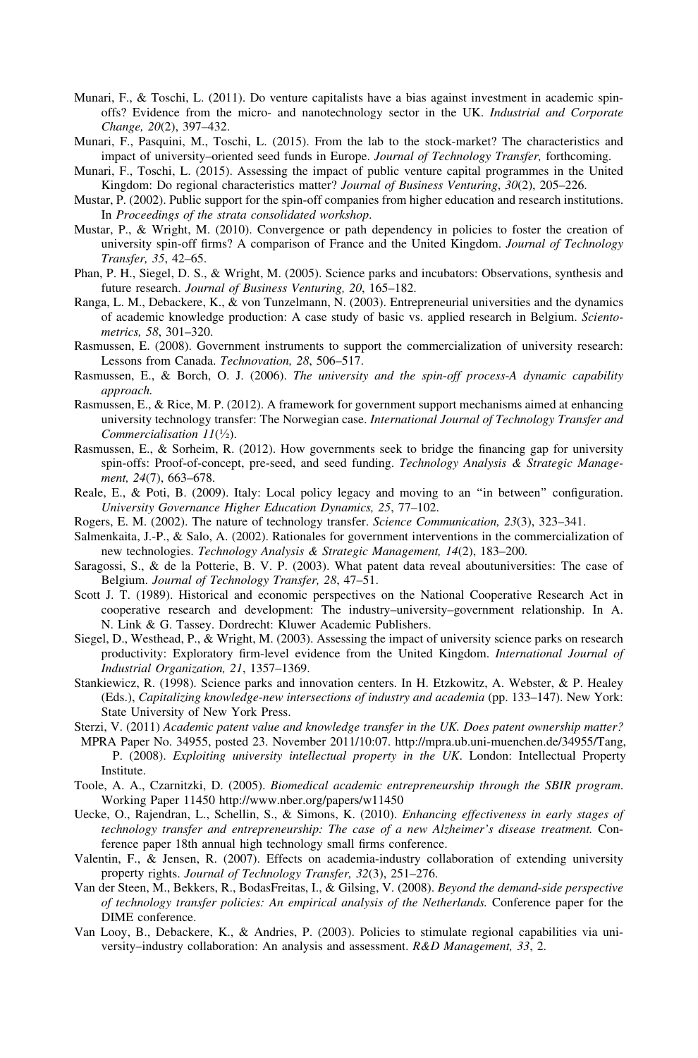Munari, F., & Toschi, L. (2011). Do venture capitalists have a bias against investment in academic spin-offs? Evidence from the micro- and nanotechnology sector in the UK. *Industrial and Corporate Change, 20*(2), 397–432.

Munari, F., Pasquini, M., Toschi, L. (2015). From the lab to the stock-market? The characteristics and impact of university–oriented seed funds in Europe. *Journal of Technology Transfer,* forthcoming.

Munari, F., Toschi, L. (2015). Assessing the impact of public venture capital programmes in the United Kingdom: Do regional characteristics matter? *Journal of Business Venturing*, *30*(2), 205–226.

Mustar, P. (2002). Public support for the spin-off companies from higher education and research institutions. In *Proceedings of the strata consolidated workshop*.

Mustar, P., & Wright, M. (2010). Convergence or path dependency in policies to foster the creation of university spin-off firms? A comparison of France and the United Kingdom. *Journal of Technology Transfer, 35*, 42–65.

Phan, P. H., Siegel, D. S., & Wright, M. (2005). Science parks and incubators: Observations, synthesis and future research. *Journal of Business Venturing, 20*, 165–182.

Ranga, L. M., Debackere, K., & von Tunzelmann, N. (2003). Entrepreneurial universities and the dynamics of academic knowledge production: A case study of basic vs. applied research in Belgium. *Scientometrics, 58*, 301–320.

Rasmussen, E. (2008). Government instruments to support the commercialization of university research: Lessons from Canada. *Technovation, 28*, 506–517.

Rasmussen, E., & Borch, O. J. (2006). *The university and the spin-off process-A dynamic capability approach.*

Rasmussen, E., & Rice, M. P. (2012). A framework for government support mechanisms aimed at enhancing university technology transfer: The Norwegian case. *International Journal of Technology Transfer and Commercialisation 11*(½).

Rasmussen, E., & Sorheim, R. (2012). How governments seek to bridge the financing gap for university spin-offs: Proof-of-concept, pre-seed, and seed funding. *Technology Analysis & Strategic Management, 24*(7), 663–678.

Reale, E., & Poti, B. (2009). Italy: Local policy legacy and moving to an "in between" configuration. *University Governance Higher Education Dynamics, 25*, 77–102.

Rogers, E. M. (2002). The nature of technology transfer. *Science Communication, 23*(3), 323–341.

Salmenkaita, J.-P., & Salo, A. (2002). Rationales for government interventions in the commercialization of new technologies. *Technology Analysis & Strategic Management, 14*(2), 183–200.

Saragossi, S., & de la Potterie, B. V. P. (2003). What patent data reveal aboutuniversities: The case of Belgium. *Journal of Technology Transfer, 28*, 47–51.

Scott J. T. (1989). Historical and economic perspectives on the National Cooperative Research Act in cooperative research and development: The industry–university–government relationship. In A. N. Link & G. Tassey. Dordrecht: Kluwer Academic Publishers.

Siegel, D., Westhead, P., & Wright, M. (2003). Assessing the impact of university science parks on research productivity: Exploratory firm-level evidence from the United Kingdom. *International Journal of Industrial Organization, 21*, 1357–1369.

Stankiewicz, R. (1998). Science parks and innovation centers. In H. Etzkowitz, A. Webster, & P. Healey (Eds.), *Capitalizing knowledge-new intersections of industry and academia* (pp. 133–147). New York: State University of New York Press.

Sterzi, V. (2011) *Academic patent value and knowledge transfer in the UK. Does patent ownership matter?* MPRA Paper No. 34955, posted 23. November 2011/10:07. http://mpra.ub.uni-muenchen.de/34955/Tang, P. (2008). *Exploiting university intellectual property in the UK*. London: Intellectual Property Institute.

Toole, A. A., Czarnitzki, D. (2005). *Biomedical academic entrepreneurship through the SBIR program.* Working Paper 11450 http://www.nber.org/papers/w11450

Uecke, O., Rajendran, L., Schellin, S., & Simons, K. (2010). *Enhancing effectiveness in early stages of technology transfer and entrepreneurship: The case of a new Alzheimer's disease treatment.* Conference paper 18th annual high technology small firms conference.

Valentin, F., & Jensen, R. (2007). Effects on academia-industry collaboration of extending university property rights. *Journal of Technology Transfer, 32*(3), 251–276.

Van der Steen, M., Bekkers, R., BodasFreitas, I., & Gilsing, V. (2008). *Beyond the demand-side perspective of technology transfer policies: An empirical analysis of the Netherlands.* Conference paper for the DIME conference.

Van Looy, B., Debackere, K., & Andries, P. (2003). Policies to stimulate regional capabilities via university–industry collaboration: An analysis and assessment. *R&D Management, 33*, 2.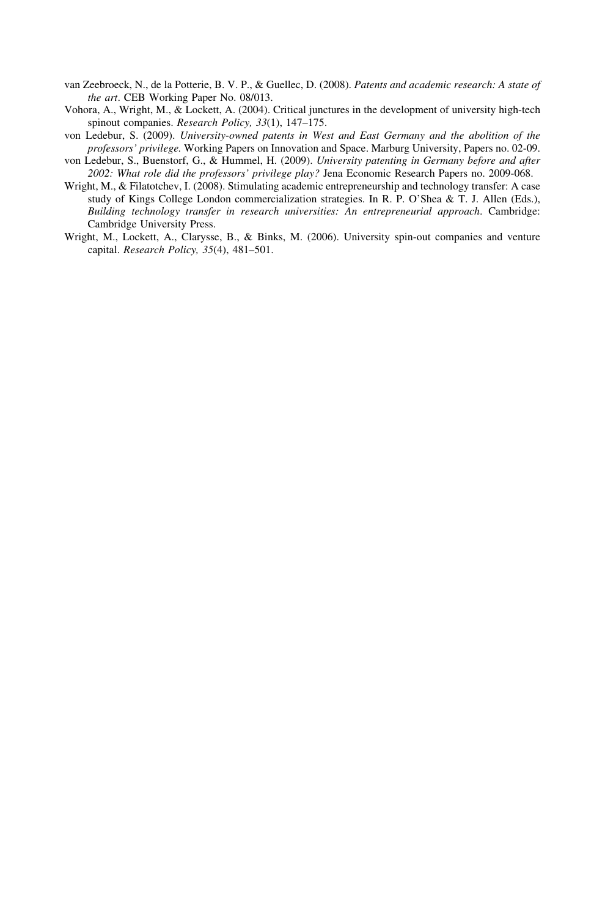van Zeebroeck, N., de la Potterie, B. V. P., & Guellec, D. (2008). *Patents and academic research: A state of the art*. CEB Working Paper No. 08/013.

Vohora, A., Wright, M., & Lockett, A. (2004). Critical junctures in the development of university high-tech spinout companies. *Research Policy, 33*(1), 147–175.

von Ledebur, S. (2009). *University-owned patents in West and East Germany and the abolition of the professors' privilege.* Working Papers on Innovation and Space. Marburg University, Papers no. 02-09.

von Ledebur, S., Buenstorf, G., & Hummel, H. (2009). *University patenting in Germany before and after 2002: What role did the professors' privilege play?* Jena Economic Research Papers no. 2009-068.

Wright, M., & Filatotchev, I. (2008). Stimulating academic entrepreneurship and technology transfer: A case study of Kings College London commercialization strategies. In R. P. O'Shea & T. J. Allen (Eds.), *Building technology transfer in research universities: An entrepreneurial approach*. Cambridge: Cambridge University Press.

Wright, M., Lockett, A., Clarysse, B., & Binks, M. (2006). University spin-out companies and venture capital. *Research Policy, 35*(4), 481–501.